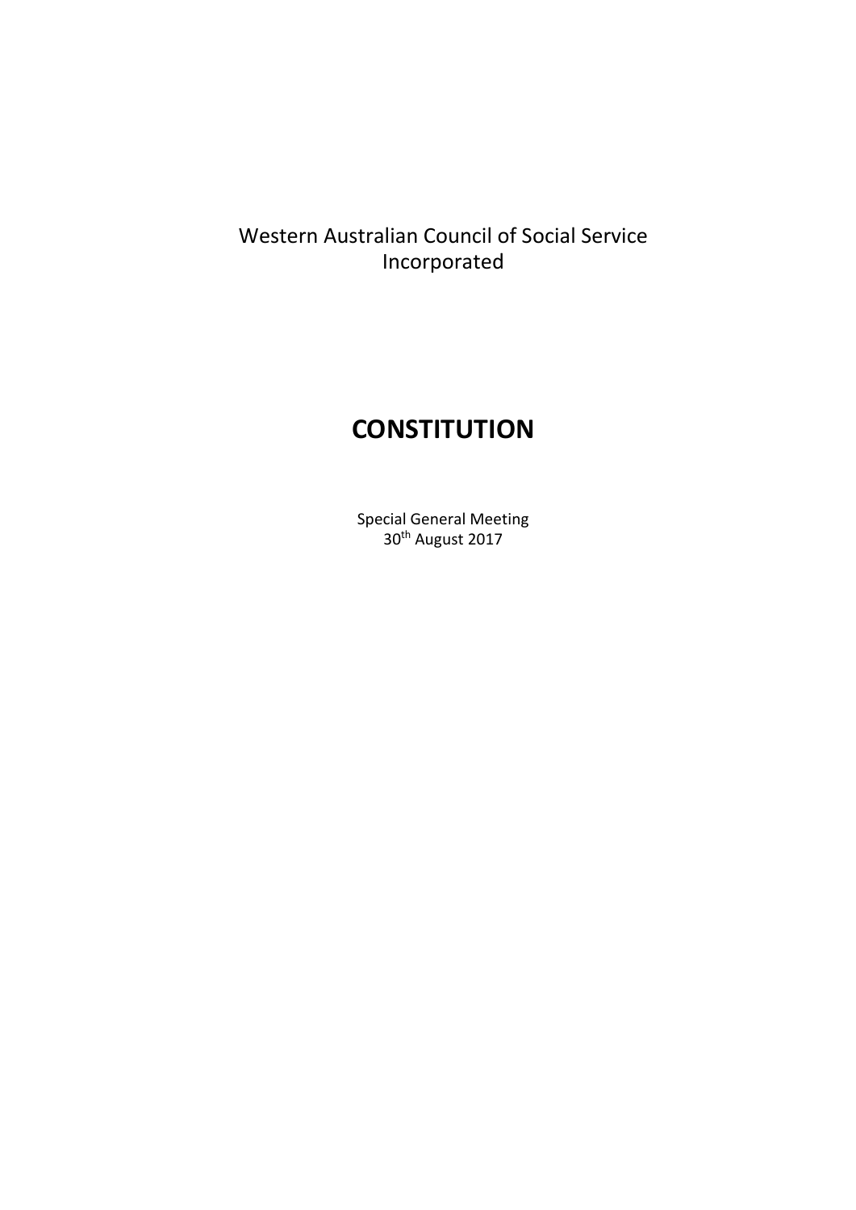Western Australian Council of Social Service
Incorporated

# CONSTITUTION

Special General Meeting
30th August 2017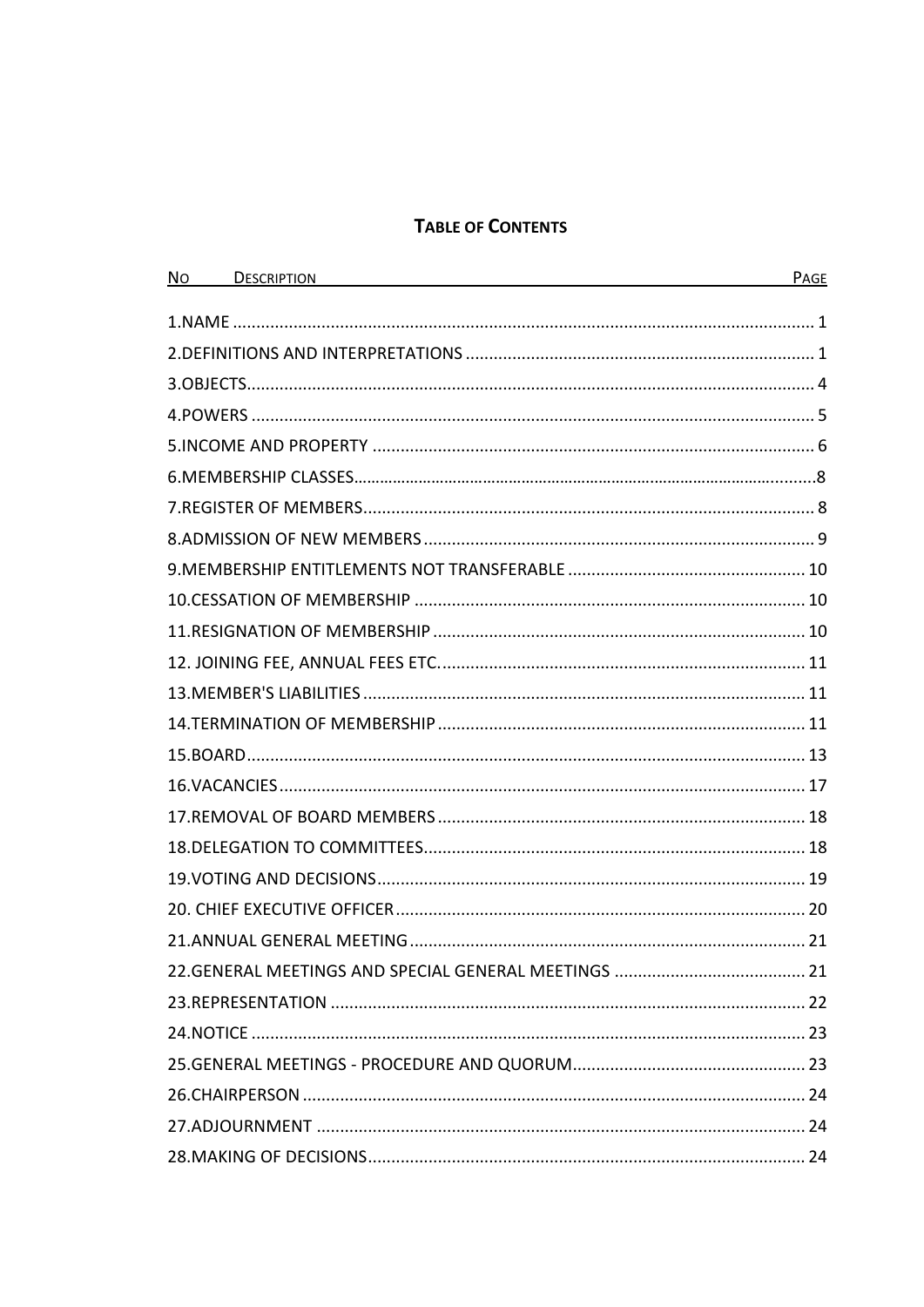# TABLE OF CONTENTS

| NO DESCRIPTION | PAGE |
|---|---|
| 1.NAME | 1 |
| 2.DEFINITIONS AND INTERPRETATIONS | 1 |
| 3.OBJECTS | 4 |
| 4.POWERS | 5 |
| 5.INCOME AND PROPERTY | 6 |
| 6.MEMBERSHIP CLASSES | 8 |
| 7.REGISTER OF MEMBERS | 8 |
| 8.ADMISSION OF NEW MEMBERS | 9 |
| 9.MEMBERSHIP ENTITLEMENTS NOT TRANSFERABLE | 10 |
| 10.CESSATION OF MEMBERSHIP | 10 |
| 11.RESIGNATION OF MEMBERSHIP | 10 |
| 12. JOINING FEE, ANNUAL FEES ETC. | 11 |
| 13.MEMBER'S LIABILITIES | 11 |
| 14.TERMINATION OF MEMBERSHIP | 11 |
| 15.BOARD | 13 |
| 16.VACANCIES | 17 |
| 17.REMOVAL OF BOARD MEMBERS | 18 |
| 18.DELEGATION TO COMMITTEES | 18 |
| 19.VOTING AND DECISIONS | 19 |
| 20. CHIEF EXECUTIVE OFFICER | 20 |
| 21.ANNUAL GENERAL MEETING | 21 |
| 22.GENERAL MEETINGS AND SPECIAL GENERAL MEETINGS | 21 |
| 23.REPRESENTATION | 22 |
| 24.NOTICE | 23 |
| 25.GENERAL MEETINGS - PROCEDURE AND QUORUM | 23 |
| 26.CHAIRPERSON | 24 |
| 27.ADJOURNMENT | 24 |
| 28.MAKING OF DECISIONS | 24 |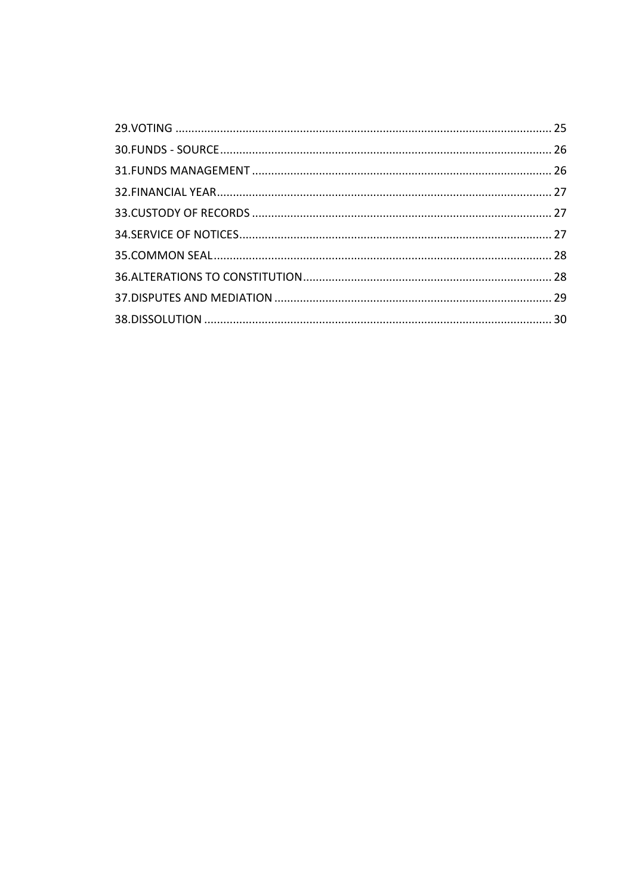29.VOTING ..................................................................................................................... 25

30.FUNDS - SOURCE ....................................................................................................... 26

31.FUNDS MANAGEMENT ............................................................................................. 26

32.FINANCIAL YEAR ......................................................................................................... 27

33.CUSTODY OF RECORDS ............................................................................................. 27

34.SERVICE OF NOTICES .................................................................................................. 27

35.COMMON SEAL ........................................................................................................... 28

36.ALTERATIONS TO CONSTITUTION ............................................................................. 28

37.DISPUTES AND MEDIATION ....................................................................................... 29

38.DISSOLUTION ............................................................................................................. 30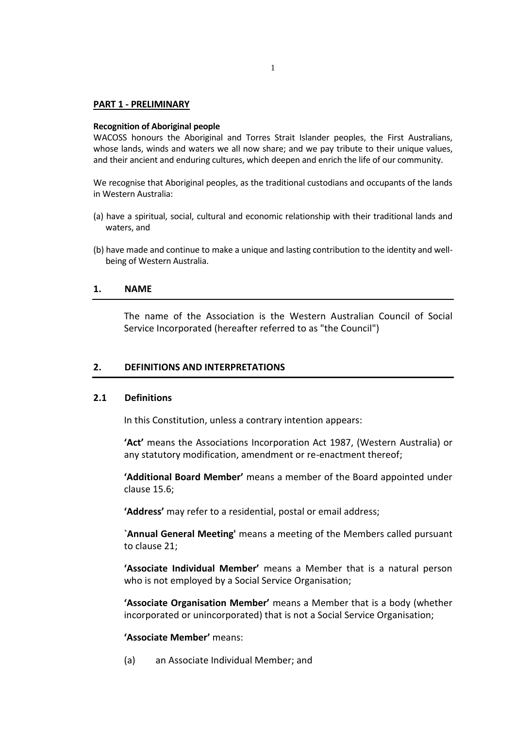## PART 1 - PRELIMINARY

**Recognition of Aboriginal people**

WACOSS honours the Aboriginal and Torres Strait Islander peoples, the First Australians, whose lands, winds and waters we all now share; and we pay tribute to their unique values, and their ancient and enduring cultures, which deepen and enrich the life of our community.

We recognise that Aboriginal peoples, as the traditional custodians and occupants of the lands in Western Australia:

(a) have a spiritual, social, cultural and economic relationship with their traditional lands and waters, and

(b) have made and continue to make a unique and lasting contribution to the identity and well-being of Western Australia.

## 1. NAME

The name of the Association is the Western Australian Council of Social Service Incorporated (hereafter referred to as "the Council")

## 2. DEFINITIONS AND INTERPRETATIONS

### 2.1 Definitions

In this Constitution, unless a contrary intention appears:

**'Act'** means the Associations Incorporation Act 1987, (Western Australia) or any statutory modification, amendment or re-enactment thereof;

**'Additional Board Member'** means a member of the Board appointed under clause 15.6;

**'Address'** may refer to a residential, postal or email address;

**`Annual General Meeting'** means a meeting of the Members called pursuant to clause 21;

**'Associate Individual Member'** means a Member that is a natural person who is not employed by a Social Service Organisation;

**'Associate Organisation Member'** means a Member that is a body (whether incorporated or unincorporated) that is not a Social Service Organisation;

**'Associate Member'** means:

(a) an Associate Individual Member; and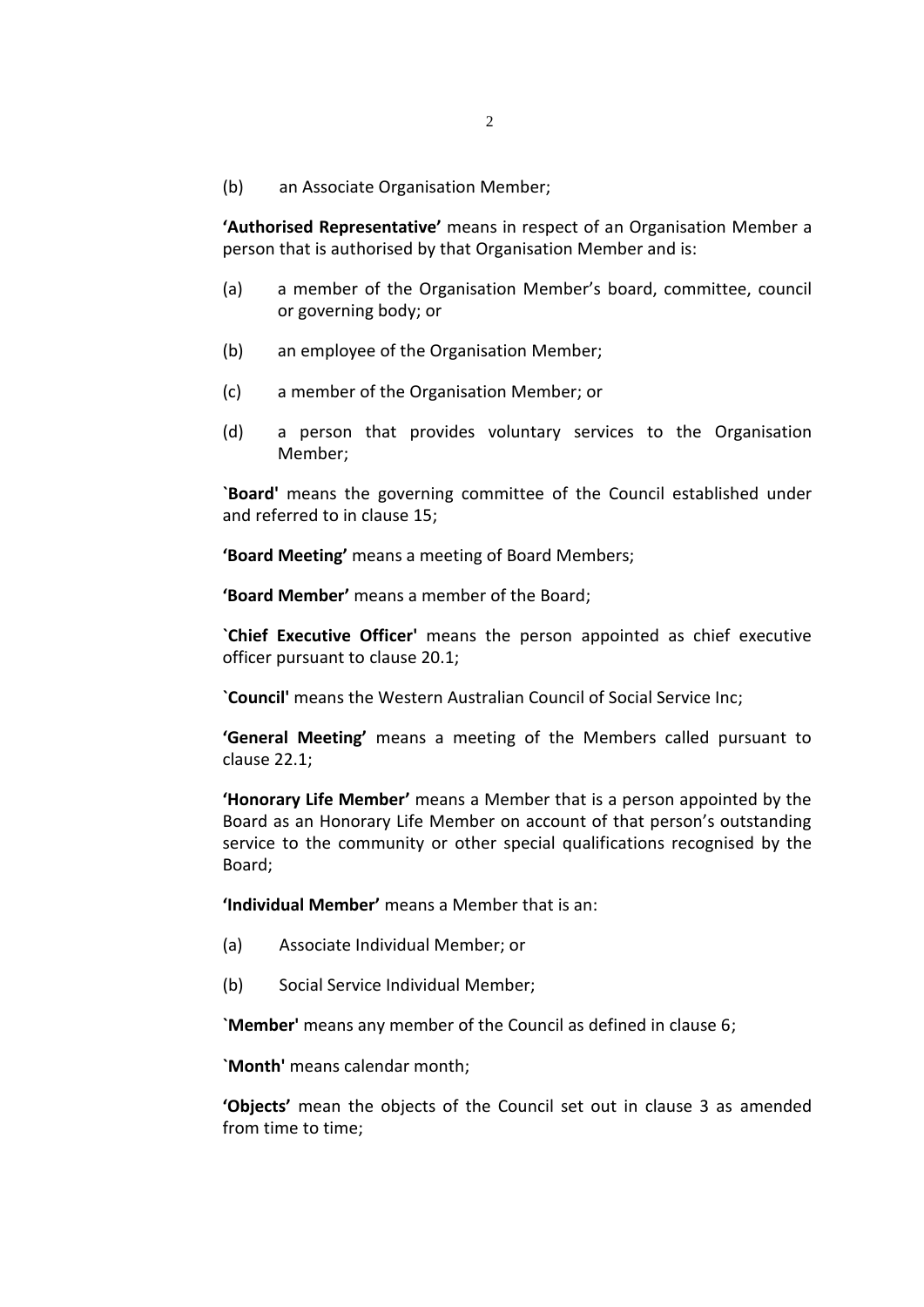(b) an Associate Organisation Member;

**'Authorised Representative'** means in respect of an Organisation Member a person that is authorised by that Organisation Member and is:

(a) a member of the Organisation Member's board, committee, council or governing body; or

(b) an employee of the Organisation Member;

(c) a member of the Organisation Member; or

(d) a person that provides voluntary services to the Organisation Member;

**`Board'** means the governing committee of the Council established under and referred to in clause 15;

**'Board Meeting'** means a meeting of Board Members;

**'Board Member'** means a member of the Board;

**`Chief Executive Officer'** means the person appointed as chief executive officer pursuant to clause 20.1;

**`Council'** means the Western Australian Council of Social Service Inc;

**'General Meeting'** means a meeting of the Members called pursuant to clause 22.1;

**'Honorary Life Member'** means a Member that is a person appointed by the Board as an Honorary Life Member on account of that person's outstanding service to the community or other special qualifications recognised by the Board;

**'Individual Member'** means a Member that is an:

(a) Associate Individual Member; or

(b) Social Service Individual Member;

**`Member'** means any member of the Council as defined in clause 6;

**`Month'** means calendar month;

**'Objects'** mean the objects of the Council set out in clause 3 as amended from time to time;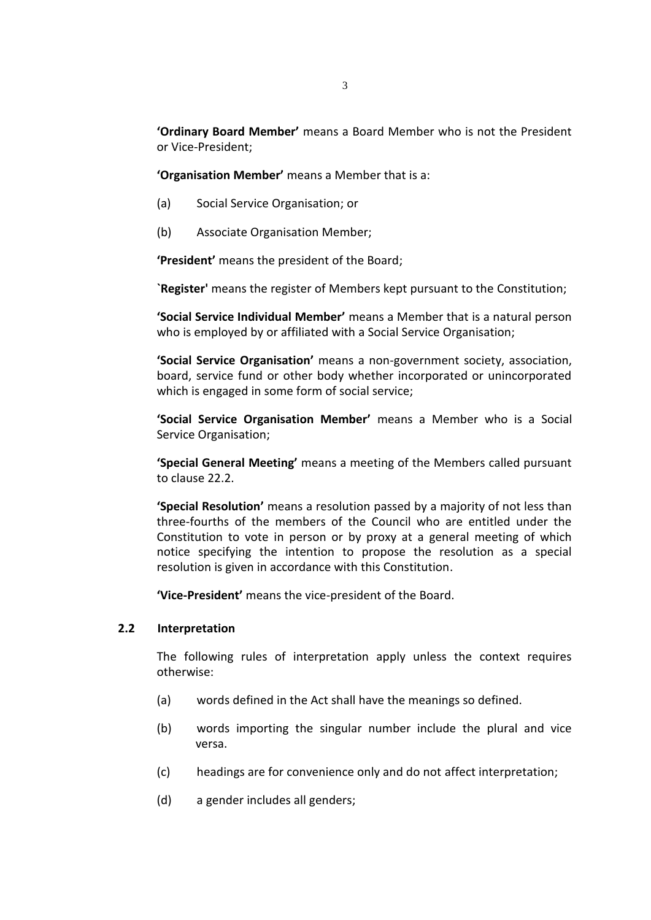**'Ordinary Board Member'** means a Board Member who is not the President or Vice-President;

**'Organisation Member'** means a Member that is a:

(a) Social Service Organisation; or

(b) Associate Organisation Member;

**'President'** means the president of the Board;

**`Register'** means the register of Members kept pursuant to the Constitution;

**'Social Service Individual Member'** means a Member that is a natural person who is employed by or affiliated with a Social Service Organisation;

**'Social Service Organisation'** means a non-government society, association, board, service fund or other body whether incorporated or unincorporated which is engaged in some form of social service;

**'Social Service Organisation Member'** means a Member who is a Social Service Organisation;

**'Special General Meeting'** means a meeting of the Members called pursuant to clause 22.2.

**'Special Resolution'** means a resolution passed by a majority of not less than three-fourths of the members of the Council who are entitled under the Constitution to vote in person or by proxy at a general meeting of which notice specifying the intention to propose the resolution as a special resolution is given in accordance with this Constitution.

**'Vice-President'** means the vice-president of the Board.

### 2.2 Interpretation

The following rules of interpretation apply unless the context requires otherwise:

(a) words defined in the Act shall have the meanings so defined.

(b) words importing the singular number include the plural and vice versa.

(c) headings are for convenience only and do not affect interpretation;

(d) a gender includes all genders;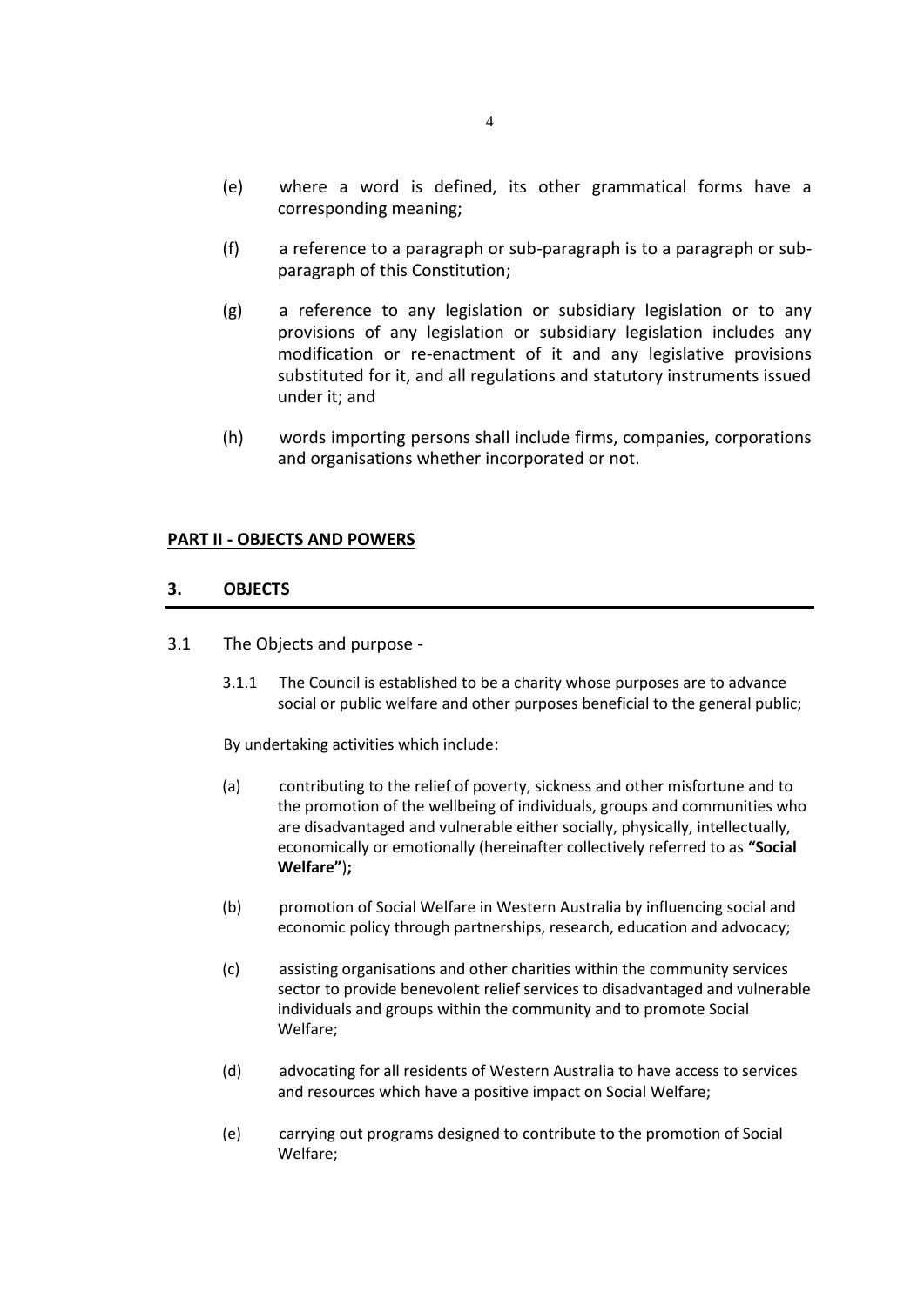(e) where a word is defined, its other grammatical forms have a corresponding meaning;

(f) a reference to a paragraph or sub-paragraph is to a paragraph or sub-paragraph of this Constitution;

(g) a reference to any legislation or subsidiary legislation or to any provisions of any legislation or subsidiary legislation includes any modification or re-enactment of it and any legislative provisions substituted for it, and all regulations and statutory instruments issued under it; and

(h) words importing persons shall include firms, companies, corporations and organisations whether incorporated or not.

## PART II - OBJECTS AND POWERS

### 3. OBJECTS

3.1 The Objects and purpose -

3.1.1 The Council is established to be a charity whose purposes are to advance social or public welfare and other purposes beneficial to the general public;

By undertaking activities which include:

(a) contributing to the relief of poverty, sickness and other misfortune and to the promotion of the wellbeing of individuals, groups and communities who are disadvantaged and vulnerable either socially, physically, intellectually, economically or emotionally (hereinafter collectively referred to as **"Social Welfare"**)**;**

(b) promotion of Social Welfare in Western Australia by influencing social and economic policy through partnerships, research, education and advocacy;

(c) assisting organisations and other charities within the community services sector to provide benevolent relief services to disadvantaged and vulnerable individuals and groups within the community and to promote Social Welfare;

(d) advocating for all residents of Western Australia to have access to services and resources which have a positive impact on Social Welfare;

(e) carrying out programs designed to contribute to the promotion of Social Welfare;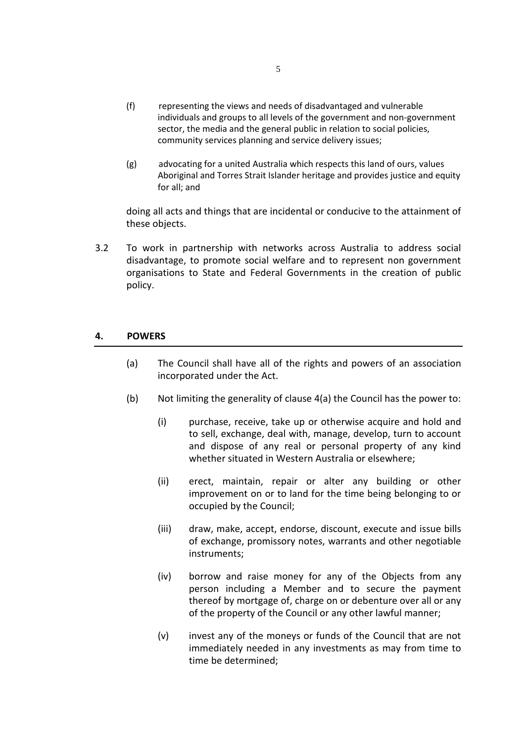(f) representing the views and needs of disadvantaged and vulnerable individuals and groups to all levels of the government and non-government sector, the media and the general public in relation to social policies, community services planning and service delivery issues;

(g) advocating for a united Australia which respects this land of ours, values Aboriginal and Torres Strait Islander heritage and provides justice and equity for all; and

doing all acts and things that are incidental or conducive to the attainment of these objects.

3.2 To work in partnership with networks across Australia to address social disadvantage, to promote social welfare and to represent non government organisations to State and Federal Governments in the creation of public policy.

## 4. POWERS

(a) The Council shall have all of the rights and powers of an association incorporated under the Act.

(b) Not limiting the generality of clause 4(a) the Council has the power to:

   (i) purchase, receive, take up or otherwise acquire and hold and to sell, exchange, deal with, manage, develop, turn to account and dispose of any real or personal property of any kind whether situated in Western Australia or elsewhere;

   (ii) erect, maintain, repair or alter any building or other improvement on or to land for the time being belonging to or occupied by the Council;

   (iii) draw, make, accept, endorse, discount, execute and issue bills of exchange, promissory notes, warrants and other negotiable instruments;

   (iv) borrow and raise money for any of the Objects from any person including a Member and to secure the payment thereof by mortgage of, charge on or debenture over all or any of the property of the Council or any other lawful manner;

   (v) invest any of the moneys or funds of the Council that are not immediately needed in any investments as may from time to time be determined;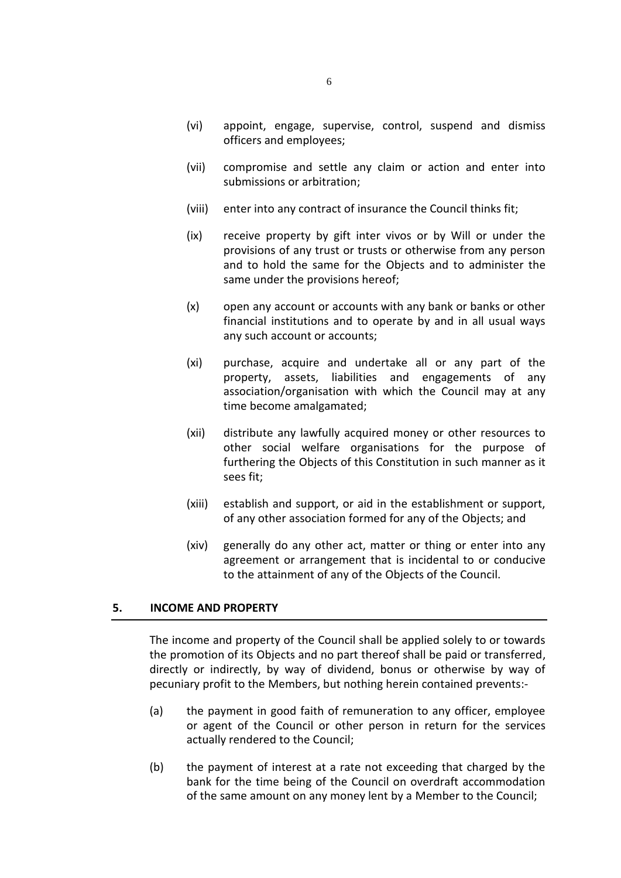(vi) appoint, engage, supervise, control, suspend and dismiss officers and employees;

(vii) compromise and settle any claim or action and enter into submissions or arbitration;

(viii) enter into any contract of insurance the Council thinks fit;

(ix) receive property by gift inter vivos or by Will or under the provisions of any trust or trusts or otherwise from any person and to hold the same for the Objects and to administer the same under the provisions hereof;

(x) open any account or accounts with any bank or banks or other financial institutions and to operate by and in all usual ways any such account or accounts;

(xi) purchase, acquire and undertake all or any part of the property, assets, liabilities and engagements of any association/organisation with which the Council may at any time become amalgamated;

(xii) distribute any lawfully acquired money or other resources to other social welfare organisations for the purpose of furthering the Objects of this Constitution in such manner as it sees fit;

(xiii) establish and support, or aid in the establishment or support, of any other association formed for any of the Objects; and

(xiv) generally do any other act, matter or thing or enter into any agreement or arrangement that is incidental to or conducive to the attainment of any of the Objects of the Council.

## 5. INCOME AND PROPERTY

The income and property of the Council shall be applied solely to or towards the promotion of its Objects and no part thereof shall be paid or transferred, directly or indirectly, by way of dividend, bonus or otherwise by way of pecuniary profit to the Members, but nothing herein contained prevents:-

(a) the payment in good faith of remuneration to any officer, employee or agent of the Council or other person in return for the services actually rendered to the Council;

(b) the payment of interest at a rate not exceeding that charged by the bank for the time being of the Council on overdraft accommodation of the same amount on any money lent by a Member to the Council;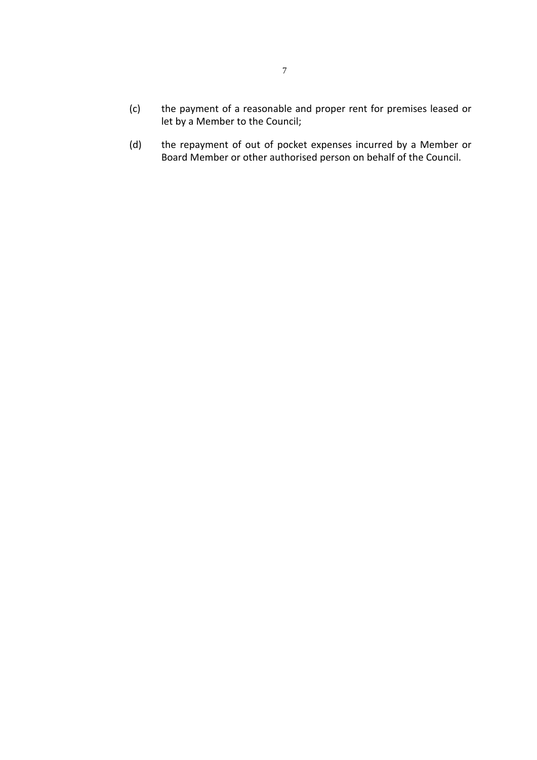(c) the payment of a reasonable and proper rent for premises leased or let by a Member to the Council;

(d) the repayment of out of pocket expenses incurred by a Member or Board Member or other authorised person on behalf of the Council.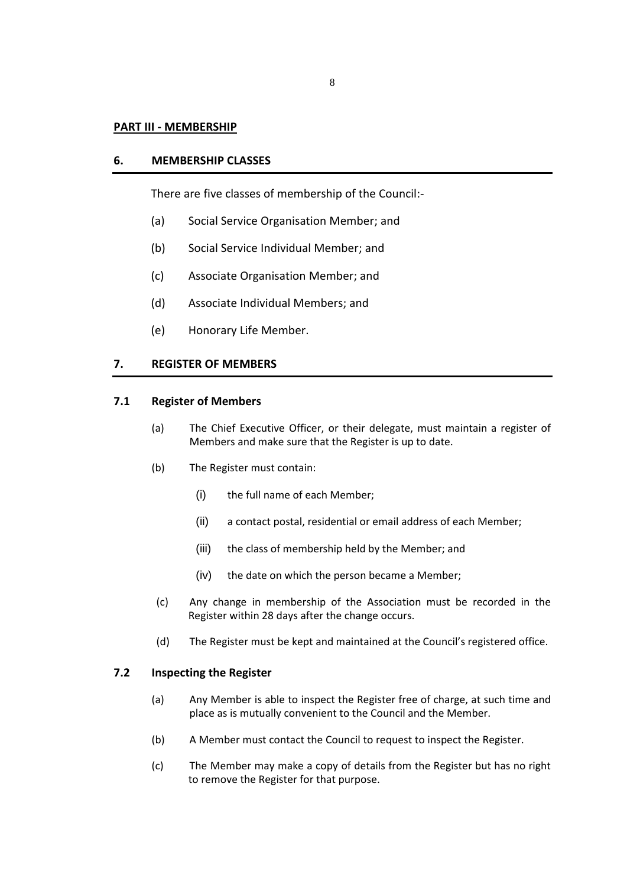## PART III - MEMBERSHIP

### 6. MEMBERSHIP CLASSES

There are five classes of membership of the Council:-

(a) Social Service Organisation Member; and

(b) Social Service Individual Member; and

(c) Associate Organisation Member; and

(d) Associate Individual Members; and

(e) Honorary Life Member.

### 7. REGISTER OF MEMBERS

#### 7.1 Register of Members

(a) The Chief Executive Officer, or their delegate, must maintain a register of Members and make sure that the Register is up to date.

(b) The Register must contain:

(i) the full name of each Member;

(ii) a contact postal, residential or email address of each Member;

(iii) the class of membership held by the Member; and

(iv) the date on which the person became a Member;

(c) Any change in membership of the Association must be recorded in the Register within 28 days after the change occurs.

(d) The Register must be kept and maintained at the Council's registered office.

#### 7.2 Inspecting the Register

(a) Any Member is able to inspect the Register free of charge, at such time and place as is mutually convenient to the Council and the Member.

(b) A Member must contact the Council to request to inspect the Register.

(c) The Member may make a copy of details from the Register but has no right to remove the Register for that purpose.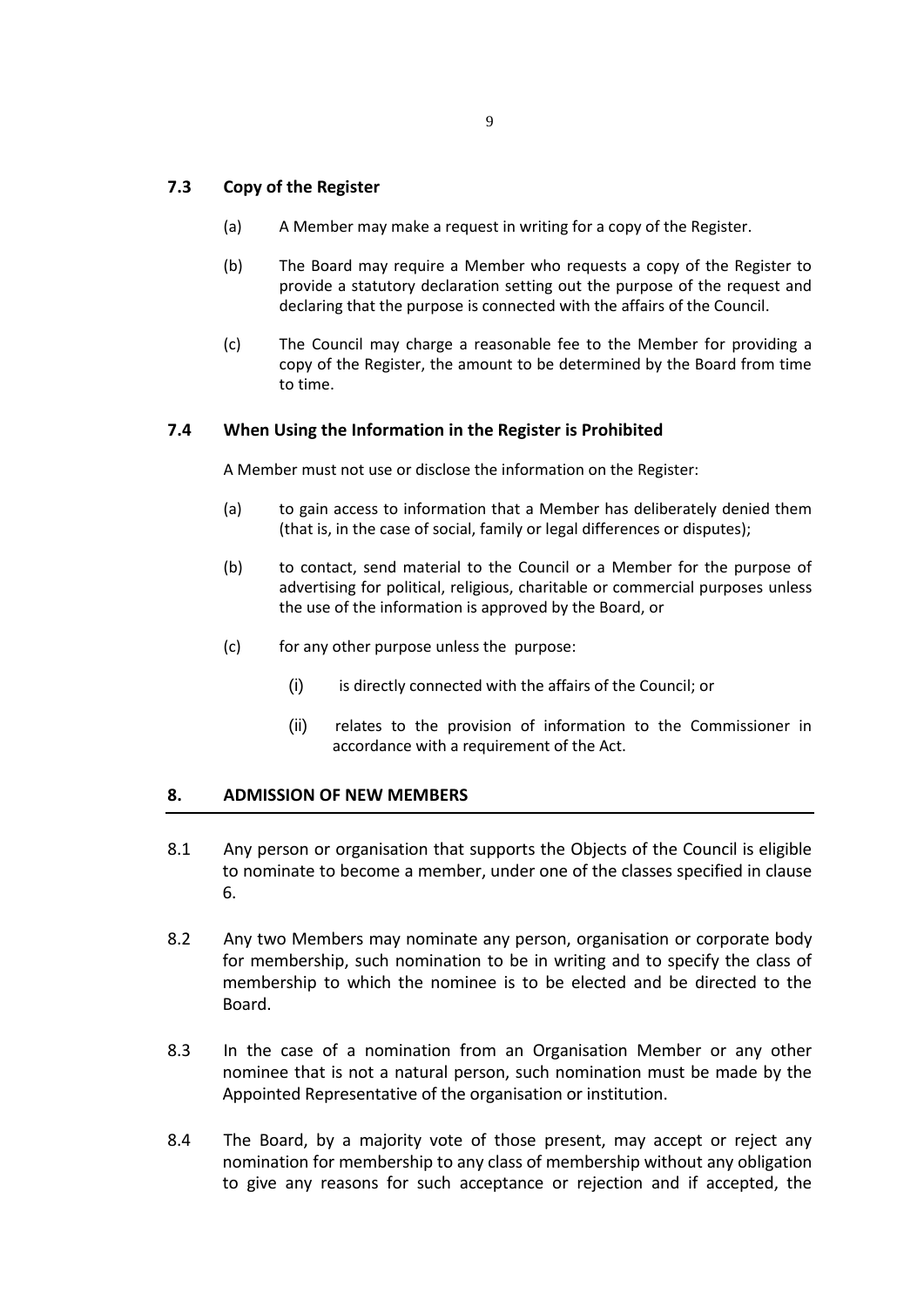### 7.3 Copy of the Register

(a) A Member may make a request in writing for a copy of the Register.

(b) The Board may require a Member who requests a copy of the Register to provide a statutory declaration setting out the purpose of the request and declaring that the purpose is connected with the affairs of the Council.

(c) The Council may charge a reasonable fee to the Member for providing a copy of the Register, the amount to be determined by the Board from time to time.

### 7.4 When Using the Information in the Register is Prohibited

A Member must not use or disclose the information on the Register:

(a) to gain access to information that a Member has deliberately denied them (that is, in the case of social, family or legal differences or disputes);

(b) to contact, send material to the Council or a Member for the purpose of advertising for political, religious, charitable or commercial purposes unless the use of the information is approved by the Board, or

(c) for any other purpose unless the purpose:

  (i) is directly connected with the affairs of the Council; or

  (ii) relates to the provision of information to the Commissioner in accordance with a requirement of the Act.

## 8. ADMISSION OF NEW MEMBERS

8.1 Any person or organisation that supports the Objects of the Council is eligible to nominate to become a member, under one of the classes specified in clause 6.

8.2 Any two Members may nominate any person, organisation or corporate body for membership, such nomination to be in writing and to specify the class of membership to which the nominee is to be elected and be directed to the Board.

8.3 In the case of a nomination from an Organisation Member or any other nominee that is not a natural person, such nomination must be made by the Appointed Representative of the organisation or institution.

8.4 The Board, by a majority vote of those present, may accept or reject any nomination for membership to any class of membership without any obligation to give any reasons for such acceptance or rejection and if accepted, the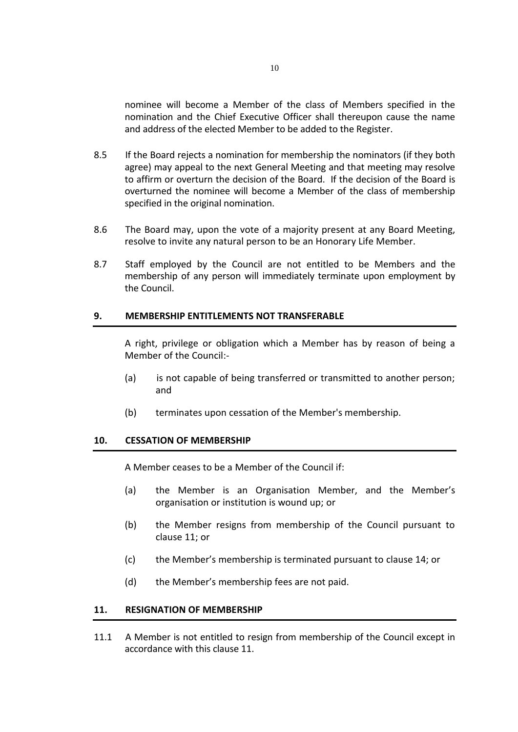nominee will become a Member of the class of Members specified in the nomination and the Chief Executive Officer shall thereupon cause the name and address of the elected Member to be added to the Register.

8.5 If the Board rejects a nomination for membership the nominators (if they both agree) may appeal to the next General Meeting and that meeting may resolve to affirm or overturn the decision of the Board. If the decision of the Board is overturned the nominee will become a Member of the class of membership specified in the original nomination.

8.6 The Board may, upon the vote of a majority present at any Board Meeting, resolve to invite any natural person to be an Honorary Life Member.

8.7 Staff employed by the Council are not entitled to be Members and the membership of any person will immediately terminate upon employment by the Council.

## 9. MEMBERSHIP ENTITLEMENTS NOT TRANSFERABLE

A right, privilege or obligation which a Member has by reason of being a Member of the Council:-

(a) is not capable of being transferred or transmitted to another person; and

(b) terminates upon cessation of the Member's membership.

## 10. CESSATION OF MEMBERSHIP

A Member ceases to be a Member of the Council if:

(a) the Member is an Organisation Member, and the Member's organisation or institution is wound up; or

(b) the Member resigns from membership of the Council pursuant to clause 11; or

(c) the Member's membership is terminated pursuant to clause 14; or

(d) the Member's membership fees are not paid.

## 11. RESIGNATION OF MEMBERSHIP

11.1 A Member is not entitled to resign from membership of the Council except in accordance with this clause 11.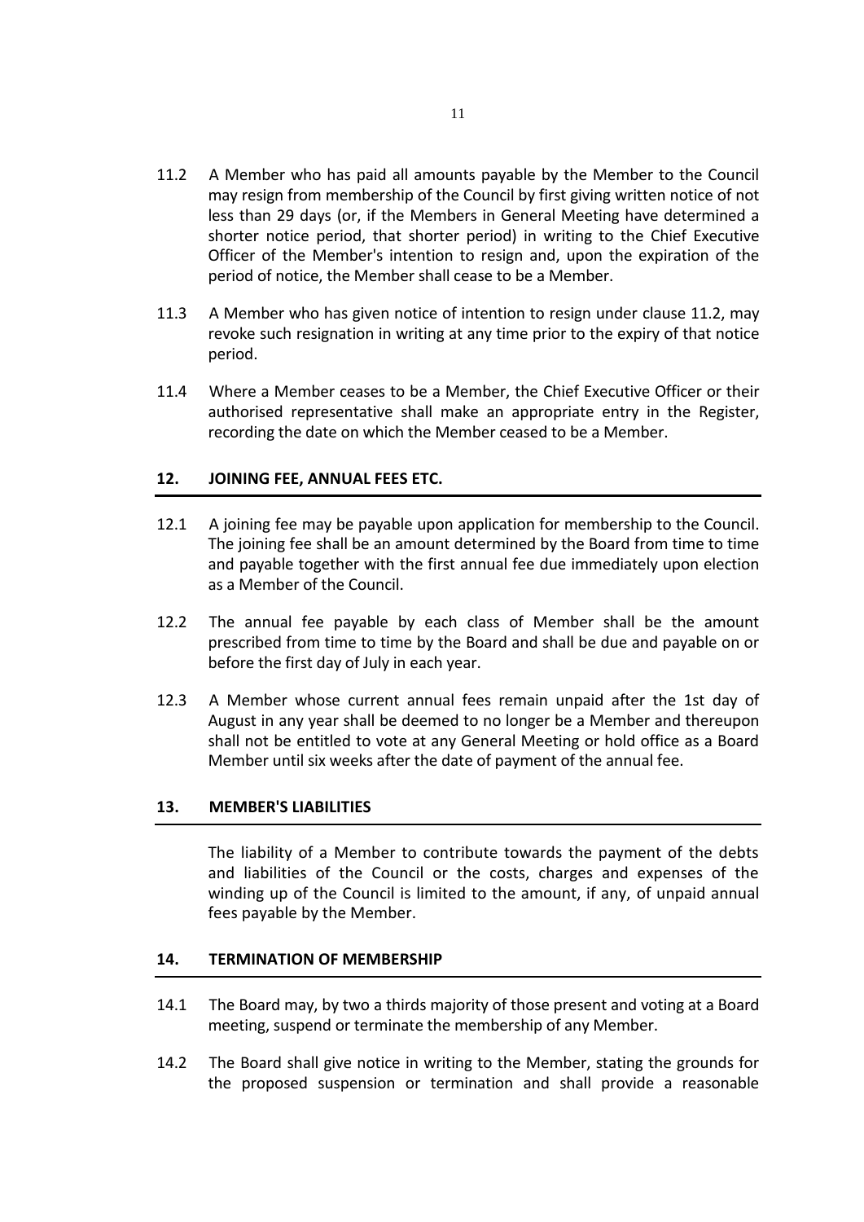11.2 A Member who has paid all amounts payable by the Member to the Council may resign from membership of the Council by first giving written notice of not less than 29 days (or, if the Members in General Meeting have determined a shorter notice period, that shorter period) in writing to the Chief Executive Officer of the Member's intention to resign and, upon the expiration of the period of notice, the Member shall cease to be a Member.

11.3 A Member who has given notice of intention to resign under clause 11.2, may revoke such resignation in writing at any time prior to the expiry of that notice period.

11.4 Where a Member ceases to be a Member, the Chief Executive Officer or their authorised representative shall make an appropriate entry in the Register, recording the date on which the Member ceased to be a Member.

## 12. JOINING FEE, ANNUAL FEES ETC.

12.1 A joining fee may be payable upon application for membership to the Council. The joining fee shall be an amount determined by the Board from time to time and payable together with the first annual fee due immediately upon election as a Member of the Council.

12.2 The annual fee payable by each class of Member shall be the amount prescribed from time to time by the Board and shall be due and payable on or before the first day of July in each year.

12.3 A Member whose current annual fees remain unpaid after the 1st day of August in any year shall be deemed to no longer be a Member and thereupon shall not be entitled to vote at any General Meeting or hold office as a Board Member until six weeks after the date of payment of the annual fee.

## 13. MEMBER'S LIABILITIES

The liability of a Member to contribute towards the payment of the debts and liabilities of the Council or the costs, charges and expenses of the winding up of the Council is limited to the amount, if any, of unpaid annual fees payable by the Member.

## 14. TERMINATION OF MEMBERSHIP

14.1 The Board may, by two a thirds majority of those present and voting at a Board meeting, suspend or terminate the membership of any Member.

14.2 The Board shall give notice in writing to the Member, stating the grounds for the proposed suspension or termination and shall provide a reasonable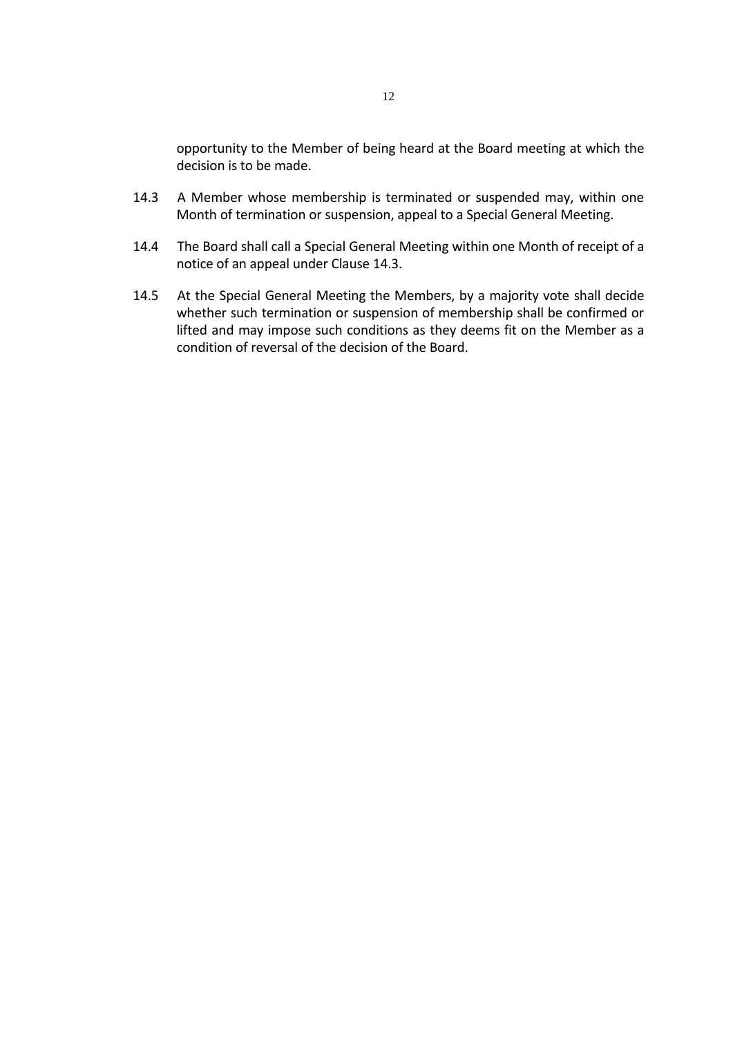opportunity to the Member of being heard at the Board meeting at which the decision is to be made.

14.3 A Member whose membership is terminated or suspended may, within one Month of termination or suspension, appeal to a Special General Meeting.

14.4 The Board shall call a Special General Meeting within one Month of receipt of a notice of an appeal under Clause 14.3.

14.5 At the Special General Meeting the Members, by a majority vote shall decide whether such termination or suspension of membership shall be confirmed or lifted and may impose such conditions as they deems fit on the Member as a condition of reversal of the decision of the Board.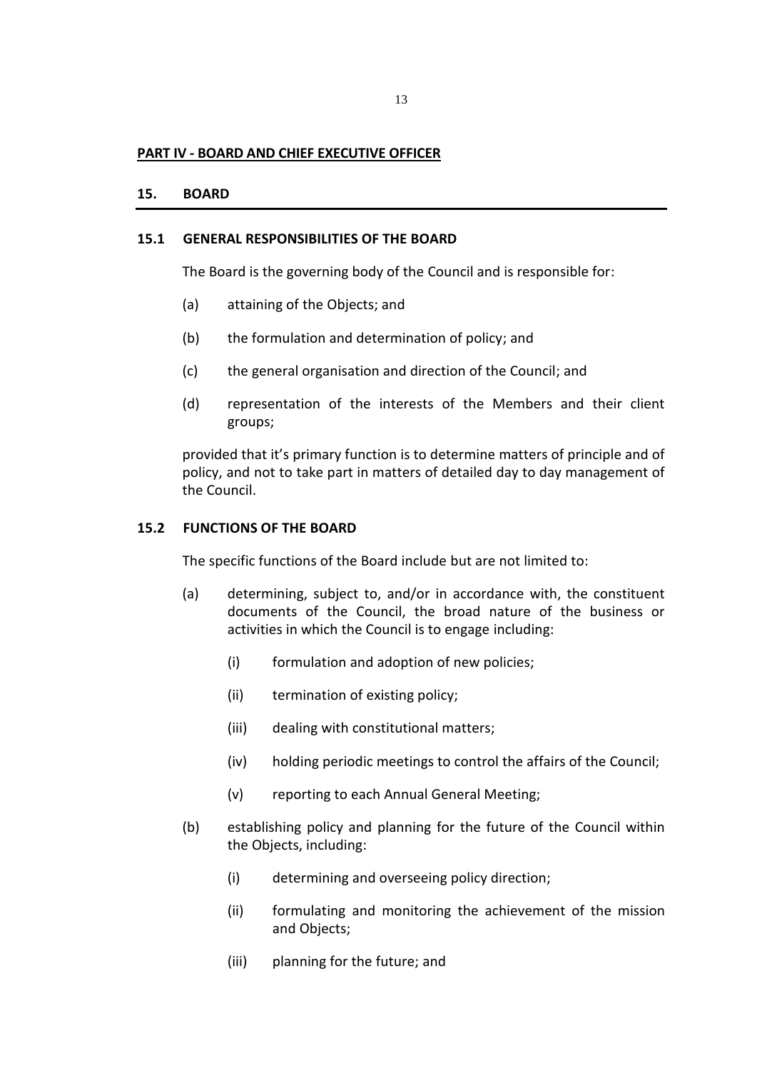**PART IV - BOARD AND CHIEF EXECUTIVE OFFICER**

## 15. BOARD

### 15.1 GENERAL RESPONSIBILITIES OF THE BOARD

The Board is the governing body of the Council and is responsible for:

(a) attaining of the Objects; and

(b) the formulation and determination of policy; and

(c) the general organisation and direction of the Council; and

(d) representation of the interests of the Members and their client groups;

provided that it's primary function is to determine matters of principle and of policy, and not to take part in matters of detailed day to day management of the Council.

### 15.2 FUNCTIONS OF THE BOARD

The specific functions of the Board include but are not limited to:

(a) determining, subject to, and/or in accordance with, the constituent documents of the Council, the broad nature of the business or activities in which the Council is to engage including:

  (i) formulation and adoption of new policies;

  (ii) termination of existing policy;

  (iii) dealing with constitutional matters;

  (iv) holding periodic meetings to control the affairs of the Council;

  (v) reporting to each Annual General Meeting;

(b) establishing policy and planning for the future of the Council within the Objects, including:

  (i) determining and overseeing policy direction;

  (ii) formulating and monitoring the achievement of the mission and Objects;

  (iii) planning for the future; and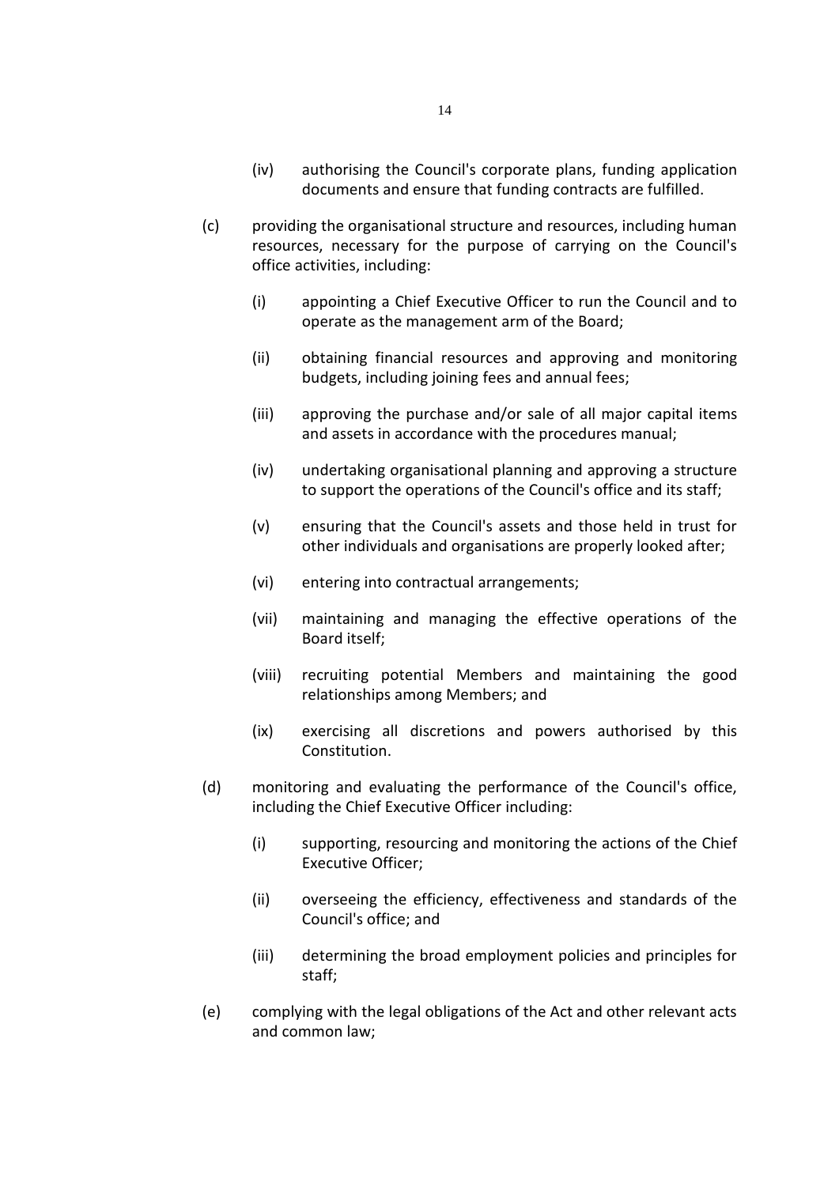(iv) authorising the Council's corporate plans, funding application documents and ensure that funding contracts are fulfilled.

(c) providing the organisational structure and resources, including human resources, necessary for the purpose of carrying on the Council's office activities, including:

   (i) appointing a Chief Executive Officer to run the Council and to operate as the management arm of the Board;

   (ii) obtaining financial resources and approving and monitoring budgets, including joining fees and annual fees;

   (iii) approving the purchase and/or sale of all major capital items and assets in accordance with the procedures manual;

   (iv) undertaking organisational planning and approving a structure to support the operations of the Council's office and its staff;

   (v) ensuring that the Council's assets and those held in trust for other individuals and organisations are properly looked after;

   (vi) entering into contractual arrangements;

   (vii) maintaining and managing the effective operations of the Board itself;

   (viii) recruiting potential Members and maintaining the good relationships among Members; and

   (ix) exercising all discretions and powers authorised by this Constitution.

(d) monitoring and evaluating the performance of the Council's office, including the Chief Executive Officer including:

   (i) supporting, resourcing and monitoring the actions of the Chief Executive Officer;

   (ii) overseeing the efficiency, effectiveness and standards of the Council's office; and

   (iii) determining the broad employment policies and principles for staff;

(e) complying with the legal obligations of the Act and other relevant acts and common law;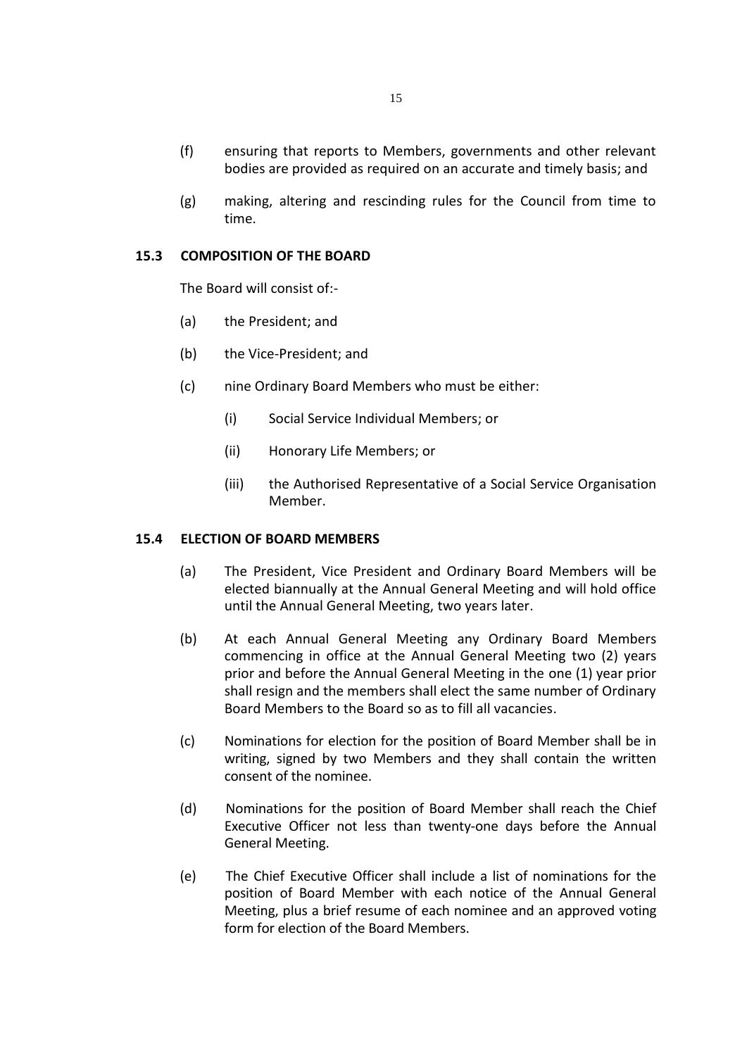(f) ensuring that reports to Members, governments and other relevant bodies are provided as required on an accurate and timely basis; and

(g) making, altering and rescinding rules for the Council from time to time.

### 15.3 COMPOSITION OF THE BOARD

The Board will consist of:-

(a) the President; and

(b) the Vice-President; and

(c) nine Ordinary Board Members who must be either:

 (i) Social Service Individual Members; or

 (ii) Honorary Life Members; or

 (iii) the Authorised Representative of a Social Service Organisation Member.

### 15.4 ELECTION OF BOARD MEMBERS

(a) The President, Vice President and Ordinary Board Members will be elected biannually at the Annual General Meeting and will hold office until the Annual General Meeting, two years later.

(b) At each Annual General Meeting any Ordinary Board Members commencing in office at the Annual General Meeting two (2) years prior and before the Annual General Meeting in the one (1) year prior shall resign and the members shall elect the same number of Ordinary Board Members to the Board so as to fill all vacancies.

(c) Nominations for election for the position of Board Member shall be in writing, signed by two Members and they shall contain the written consent of the nominee.

(d) Nominations for the position of Board Member shall reach the Chief Executive Officer not less than twenty-one days before the Annual General Meeting.

(e) The Chief Executive Officer shall include a list of nominations for the position of Board Member with each notice of the Annual General Meeting, plus a brief resume of each nominee and an approved voting form for election of the Board Members.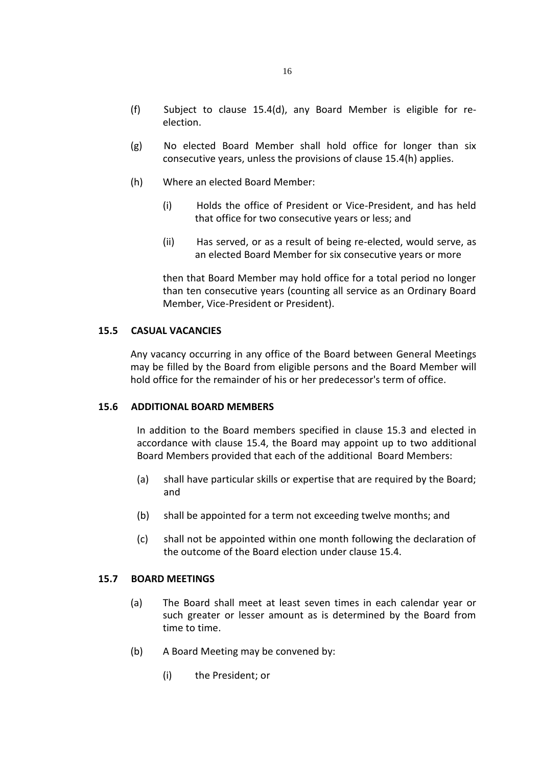(f) Subject to clause 15.4(d), any Board Member is eligible for re-election.

(g) No elected Board Member shall hold office for longer than six consecutive years, unless the provisions of clause 15.4(h) applies.

(h) Where an elected Board Member:

   (i) Holds the office of President or Vice-President, and has held that office for two consecutive years or less; and

   (ii) Has served, or as a result of being re-elected, would serve, as an elected Board Member for six consecutive years or more

   then that Board Member may hold office for a total period no longer than ten consecutive years (counting all service as an Ordinary Board Member, Vice-President or President).

### 15.5 CASUAL VACANCIES

Any vacancy occurring in any office of the Board between General Meetings may be filled by the Board from eligible persons and the Board Member will hold office for the remainder of his or her predecessor's term of office.

### 15.6 ADDITIONAL BOARD MEMBERS

In addition to the Board members specified in clause 15.3 and elected in accordance with clause 15.4, the Board may appoint up to two additional Board Members provided that each of the additional Board Members:

(a) shall have particular skills or expertise that are required by the Board; and

(b) shall be appointed for a term not exceeding twelve months; and

(c) shall not be appointed within one month following the declaration of the outcome of the Board election under clause 15.4.

### 15.7 BOARD MEETINGS

(a) The Board shall meet at least seven times in each calendar year or such greater or lesser amount as is determined by the Board from time to time.

(b) A Board Meeting may be convened by:

   (i) the President; or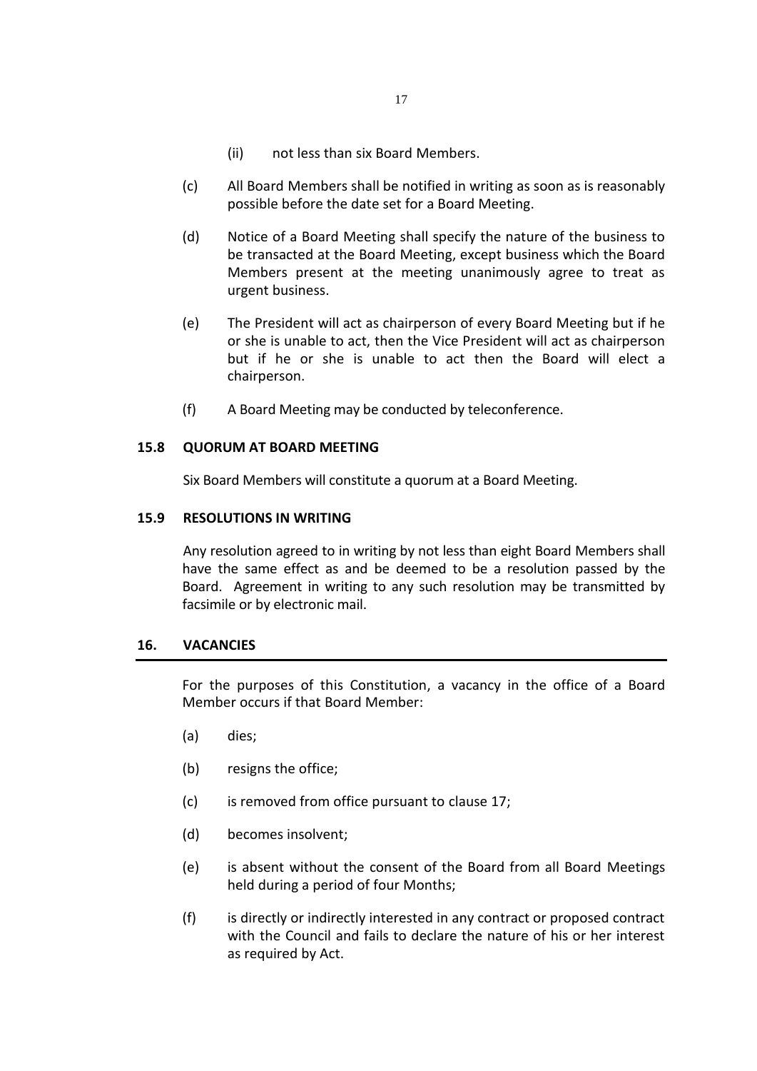(ii) not less than six Board Members.

(c) All Board Members shall be notified in writing as soon as is reasonably possible before the date set for a Board Meeting.

(d) Notice of a Board Meeting shall specify the nature of the business to be transacted at the Board Meeting, except business which the Board Members present at the meeting unanimously agree to treat as urgent business.

(e) The President will act as chairperson of every Board Meeting but if he or she is unable to act, then the Vice President will act as chairperson but if he or she is unable to act then the Board will elect a chairperson.

(f) A Board Meeting may be conducted by teleconference.

**15.8 QUORUM AT BOARD MEETING**

Six Board Members will constitute a quorum at a Board Meeting.

**15.9 RESOLUTIONS IN WRITING**

Any resolution agreed to in writing by not less than eight Board Members shall have the same effect as and be deemed to be a resolution passed by the Board. Agreement in writing to any such resolution may be transmitted by facsimile or by electronic mail.

## 16. VACANCIES

For the purposes of this Constitution, a vacancy in the office of a Board Member occurs if that Board Member:

(a) dies;

(b) resigns the office;

(c) is removed from office pursuant to clause 17;

(d) becomes insolvent;

(e) is absent without the consent of the Board from all Board Meetings held during a period of four Months;

(f) is directly or indirectly interested in any contract or proposed contract with the Council and fails to declare the nature of his or her interest as required by Act.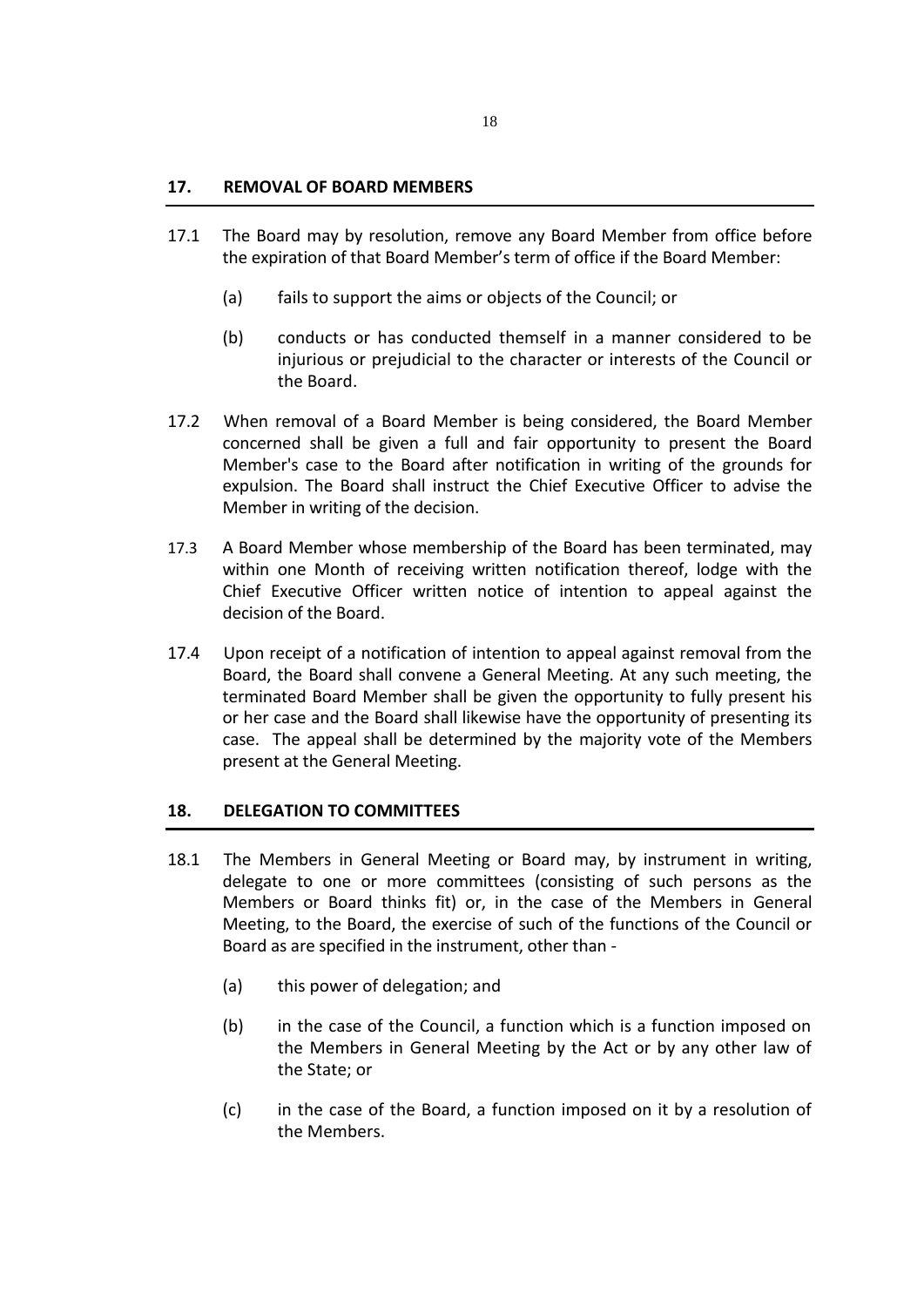## 17. REMOVAL OF BOARD MEMBERS

17.1 The Board may by resolution, remove any Board Member from office before the expiration of that Board Member's term of office if the Board Member:

(a) fails to support the aims or objects of the Council; or

(b) conducts or has conducted themself in a manner considered to be injurious or prejudicial to the character or interests of the Council or the Board.

17.2 When removal of a Board Member is being considered, the Board Member concerned shall be given a full and fair opportunity to present the Board Member's case to the Board after notification in writing of the grounds for expulsion. The Board shall instruct the Chief Executive Officer to advise the Member in writing of the decision.

17.3 A Board Member whose membership of the Board has been terminated, may within one Month of receiving written notification thereof, lodge with the Chief Executive Officer written notice of intention to appeal against the decision of the Board.

17.4 Upon receipt of a notification of intention to appeal against removal from the Board, the Board shall convene a General Meeting. At any such meeting, the terminated Board Member shall be given the opportunity to fully present his or her case and the Board shall likewise have the opportunity of presenting its case. The appeal shall be determined by the majority vote of the Members present at the General Meeting.

## 18. DELEGATION TO COMMITTEES

18.1 The Members in General Meeting or Board may, by instrument in writing, delegate to one or more committees (consisting of such persons as the Members or Board thinks fit) or, in the case of the Members in General Meeting, to the Board, the exercise of such of the functions of the Council or Board as are specified in the instrument, other than -

(a) this power of delegation; and

(b) in the case of the Council, a function which is a function imposed on the Members in General Meeting by the Act or by any other law of the State; or

(c) in the case of the Board, a function imposed on it by a resolution of the Members.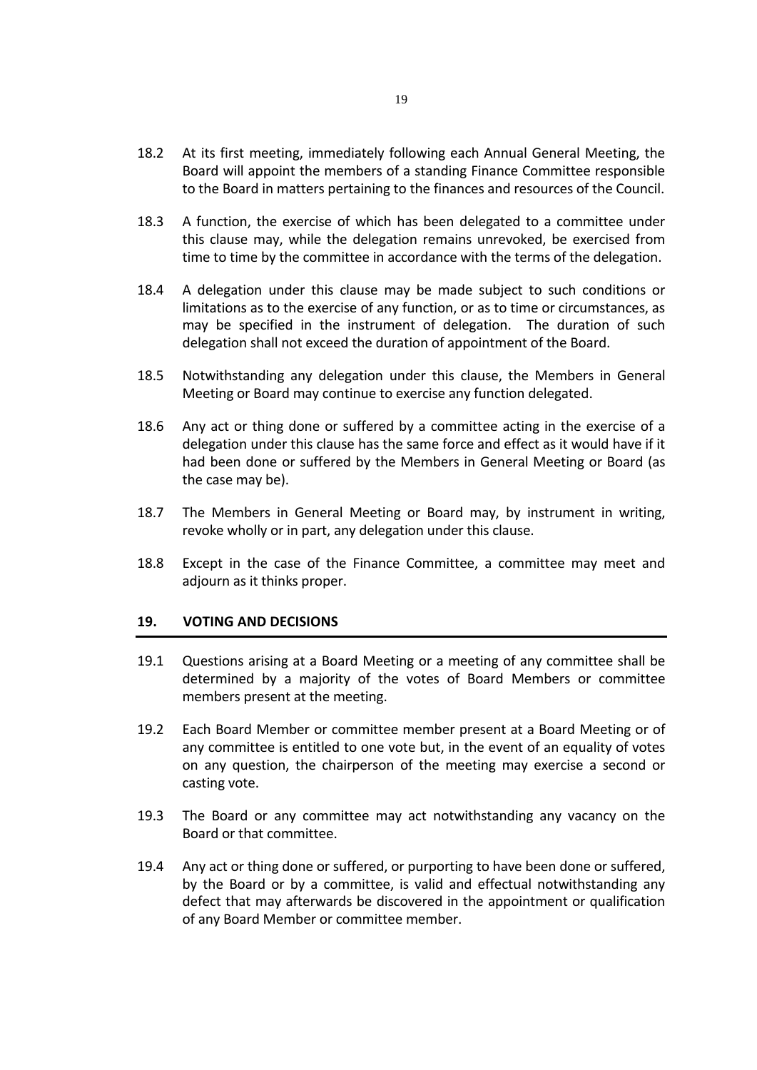18.2 At its first meeting, immediately following each Annual General Meeting, the Board will appoint the members of a standing Finance Committee responsible to the Board in matters pertaining to the finances and resources of the Council.

18.3 A function, the exercise of which has been delegated to a committee under this clause may, while the delegation remains unrevoked, be exercised from time to time by the committee in accordance with the terms of the delegation.

18.4 A delegation under this clause may be made subject to such conditions or limitations as to the exercise of any function, or as to time or circumstances, as may be specified in the instrument of delegation. The duration of such delegation shall not exceed the duration of appointment of the Board.

18.5 Notwithstanding any delegation under this clause, the Members in General Meeting or Board may continue to exercise any function delegated.

18.6 Any act or thing done or suffered by a committee acting in the exercise of a delegation under this clause has the same force and effect as it would have if it had been done or suffered by the Members in General Meeting or Board (as the case may be).

18.7 The Members in General Meeting or Board may, by instrument in writing, revoke wholly or in part, any delegation under this clause.

18.8 Except in the case of the Finance Committee, a committee may meet and adjourn as it thinks proper.

## 19. VOTING AND DECISIONS

19.1 Questions arising at a Board Meeting or a meeting of any committee shall be determined by a majority of the votes of Board Members or committee members present at the meeting.

19.2 Each Board Member or committee member present at a Board Meeting or of any committee is entitled to one vote but, in the event of an equality of votes on any question, the chairperson of the meeting may exercise a second or casting vote.

19.3 The Board or any committee may act notwithstanding any vacancy on the Board or that committee.

19.4 Any act or thing done or suffered, or purporting to have been done or suffered, by the Board or by a committee, is valid and effectual notwithstanding any defect that may afterwards be discovered in the appointment or qualification of any Board Member or committee member.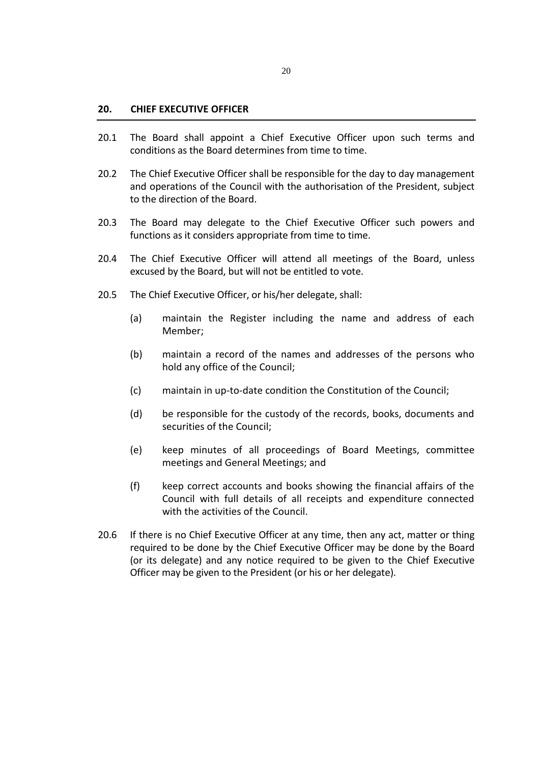## 20. CHIEF EXECUTIVE OFFICER

20.1 The Board shall appoint a Chief Executive Officer upon such terms and conditions as the Board determines from time to time.

20.2 The Chief Executive Officer shall be responsible for the day to day management and operations of the Council with the authorisation of the President, subject to the direction of the Board.

20.3 The Board may delegate to the Chief Executive Officer such powers and functions as it considers appropriate from time to time.

20.4 The Chief Executive Officer will attend all meetings of the Board, unless excused by the Board, but will not be entitled to vote.

20.5 The Chief Executive Officer, or his/her delegate, shall:

(a) maintain the Register including the name and address of each Member;

(b) maintain a record of the names and addresses of the persons who hold any office of the Council;

(c) maintain in up-to-date condition the Constitution of the Council;

(d) be responsible for the custody of the records, books, documents and securities of the Council;

(e) keep minutes of all proceedings of Board Meetings, committee meetings and General Meetings; and

(f) keep correct accounts and books showing the financial affairs of the Council with full details of all receipts and expenditure connected with the activities of the Council.

20.6 If there is no Chief Executive Officer at any time, then any act, matter or thing required to be done by the Chief Executive Officer may be done by the Board (or its delegate) and any notice required to be given to the Chief Executive Officer may be given to the President (or his or her delegate).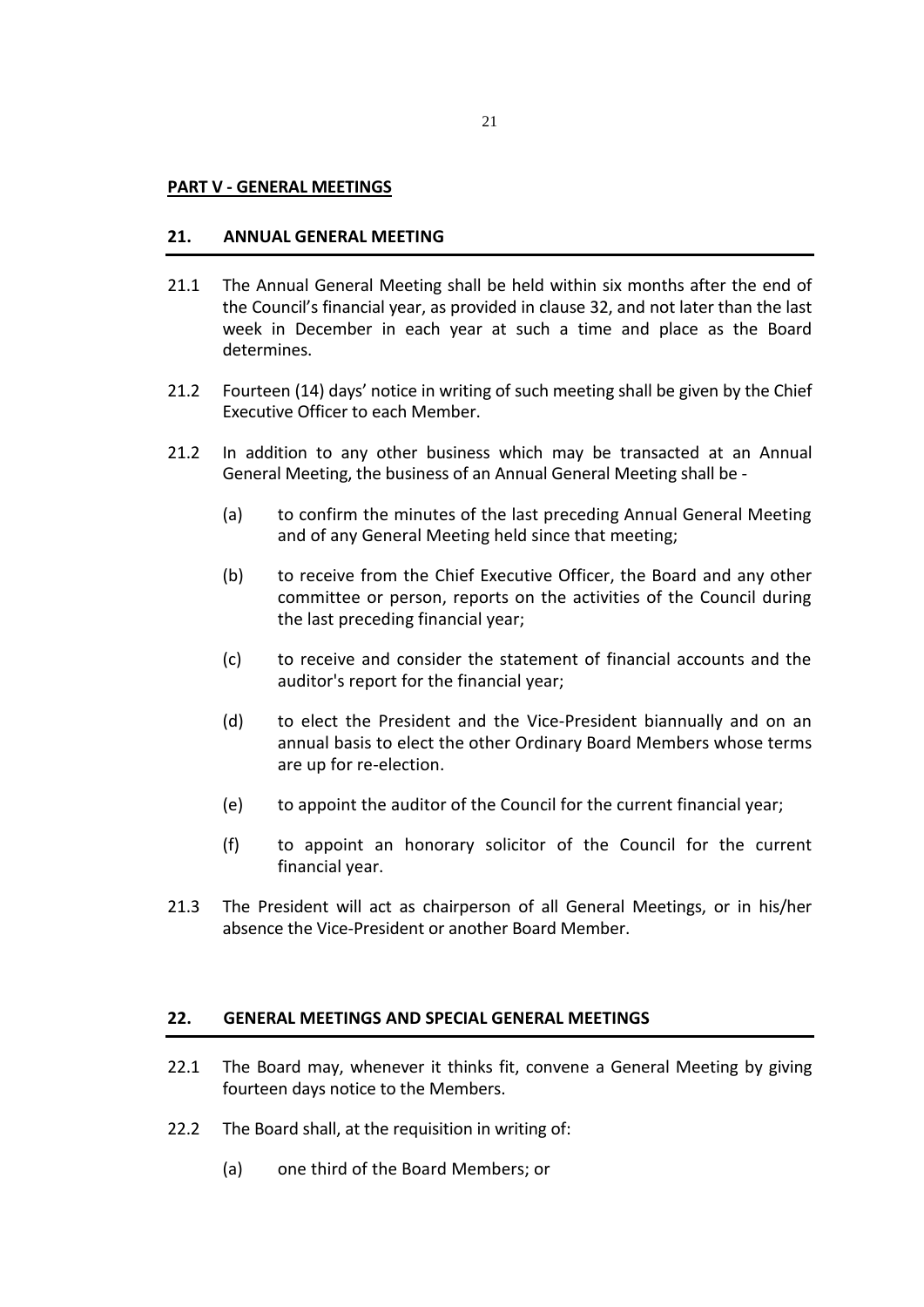**PART V - GENERAL MEETINGS**

## 21. ANNUAL GENERAL MEETING

21.1 The Annual General Meeting shall be held within six months after the end of the Council's financial year, as provided in clause 32, and not later than the last week in December in each year at such a time and place as the Board determines.

21.2 Fourteen (14) days' notice in writing of such meeting shall be given by the Chief Executive Officer to each Member.

21.2 In addition to any other business which may be transacted at an Annual General Meeting, the business of an Annual General Meeting shall be -

(a) to confirm the minutes of the last preceding Annual General Meeting and of any General Meeting held since that meeting;

(b) to receive from the Chief Executive Officer, the Board and any other committee or person, reports on the activities of the Council during the last preceding financial year;

(c) to receive and consider the statement of financial accounts and the auditor's report for the financial year;

(d) to elect the President and the Vice-President biannually and on an annual basis to elect the other Ordinary Board Members whose terms are up for re-election.

(e) to appoint the auditor of the Council for the current financial year;

(f) to appoint an honorary solicitor of the Council for the current financial year.

21.3 The President will act as chairperson of all General Meetings, or in his/her absence the Vice-President or another Board Member.

## 22. GENERAL MEETINGS AND SPECIAL GENERAL MEETINGS

22.1 The Board may, whenever it thinks fit, convene a General Meeting by giving fourteen days notice to the Members.

22.2 The Board shall, at the requisition in writing of:

(a) one third of the Board Members; or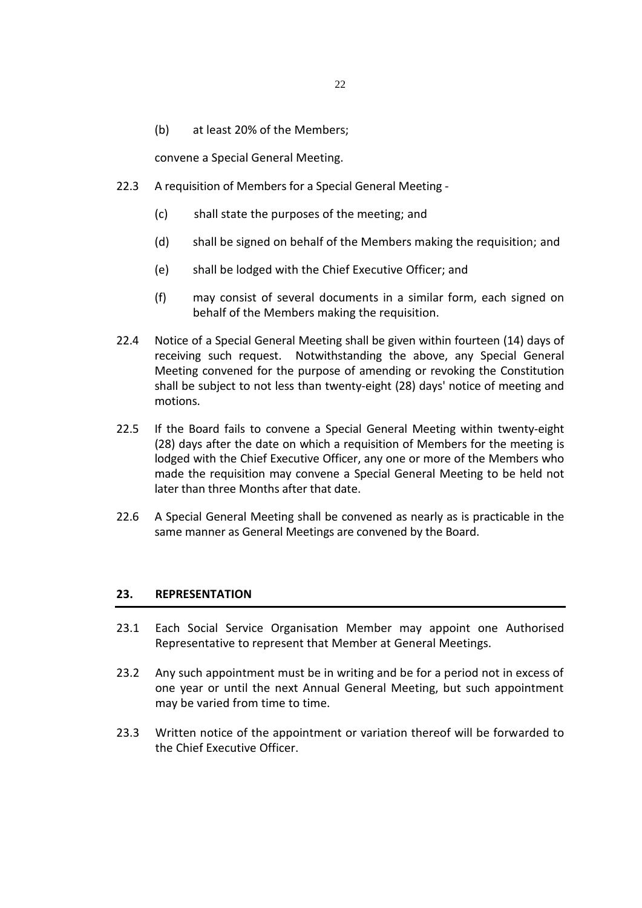(b) at least 20% of the Members;

convene a Special General Meeting.

22.3 A requisition of Members for a Special General Meeting -

(c) shall state the purposes of the meeting; and

(d) shall be signed on behalf of the Members making the requisition; and

(e) shall be lodged with the Chief Executive Officer; and

(f) may consist of several documents in a similar form, each signed on behalf of the Members making the requisition.

22.4 Notice of a Special General Meeting shall be given within fourteen (14) days of receiving such request. Notwithstanding the above, any Special General Meeting convened for the purpose of amending or revoking the Constitution shall be subject to not less than twenty-eight (28) days' notice of meeting and motions.

22.5 If the Board fails to convene a Special General Meeting within twenty-eight (28) days after the date on which a requisition of Members for the meeting is lodged with the Chief Executive Officer, any one or more of the Members who made the requisition may convene a Special General Meeting to be held not later than three Months after that date.

22.6 A Special General Meeting shall be convened as nearly as is practicable in the same manner as General Meetings are convened by the Board.

## 23. REPRESENTATION

23.1 Each Social Service Organisation Member may appoint one Authorised Representative to represent that Member at General Meetings.

23.2 Any such appointment must be in writing and be for a period not in excess of one year or until the next Annual General Meeting, but such appointment may be varied from time to time.

23.3 Written notice of the appointment or variation thereof will be forwarded to the Chief Executive Officer.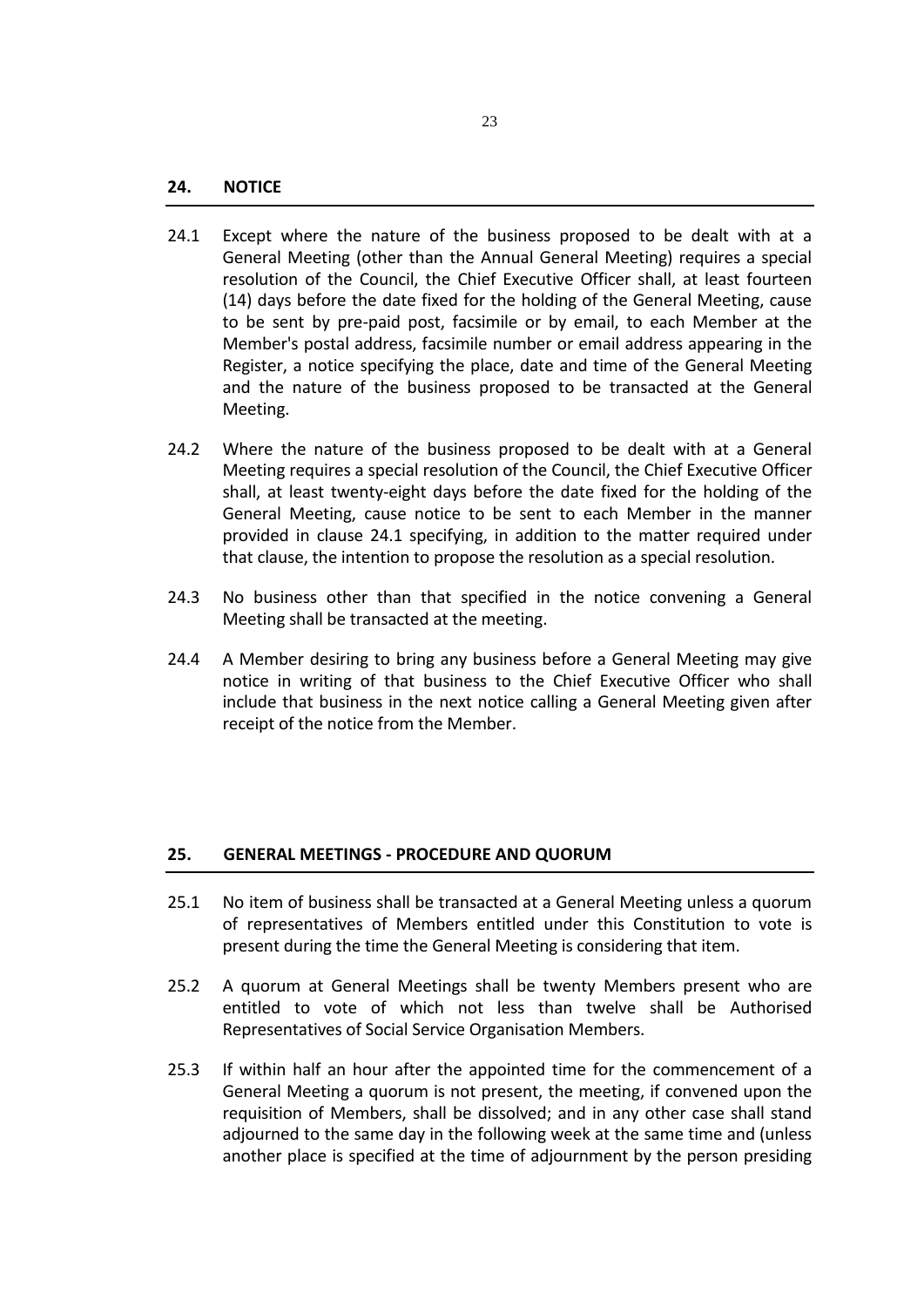## 24. NOTICE

24.1 Except where the nature of the business proposed to be dealt with at a General Meeting (other than the Annual General Meeting) requires a special resolution of the Council, the Chief Executive Officer shall, at least fourteen (14) days before the date fixed for the holding of the General Meeting, cause to be sent by pre-paid post, facsimile or by email, to each Member at the Member's postal address, facsimile number or email address appearing in the Register, a notice specifying the place, date and time of the General Meeting and the nature of the business proposed to be transacted at the General Meeting.

24.2 Where the nature of the business proposed to be dealt with at a General Meeting requires a special resolution of the Council, the Chief Executive Officer shall, at least twenty-eight days before the date fixed for the holding of the General Meeting, cause notice to be sent to each Member in the manner provided in clause 24.1 specifying, in addition to the matter required under that clause, the intention to propose the resolution as a special resolution.

24.3 No business other than that specified in the notice convening a General Meeting shall be transacted at the meeting.

24.4 A Member desiring to bring any business before a General Meeting may give notice in writing of that business to the Chief Executive Officer who shall include that business in the next notice calling a General Meeting given after receipt of the notice from the Member.

## 25. GENERAL MEETINGS - PROCEDURE AND QUORUM

25.1 No item of business shall be transacted at a General Meeting unless a quorum of representatives of Members entitled under this Constitution to vote is present during the time the General Meeting is considering that item.

25.2 A quorum at General Meetings shall be twenty Members present who are entitled to vote of which not less than twelve shall be Authorised Representatives of Social Service Organisation Members.

25.3 If within half an hour after the appointed time for the commencement of a General Meeting a quorum is not present, the meeting, if convened upon the requisition of Members, shall be dissolved; and in any other case shall stand adjourned to the same day in the following week at the same time and (unless another place is specified at the time of adjournment by the person presiding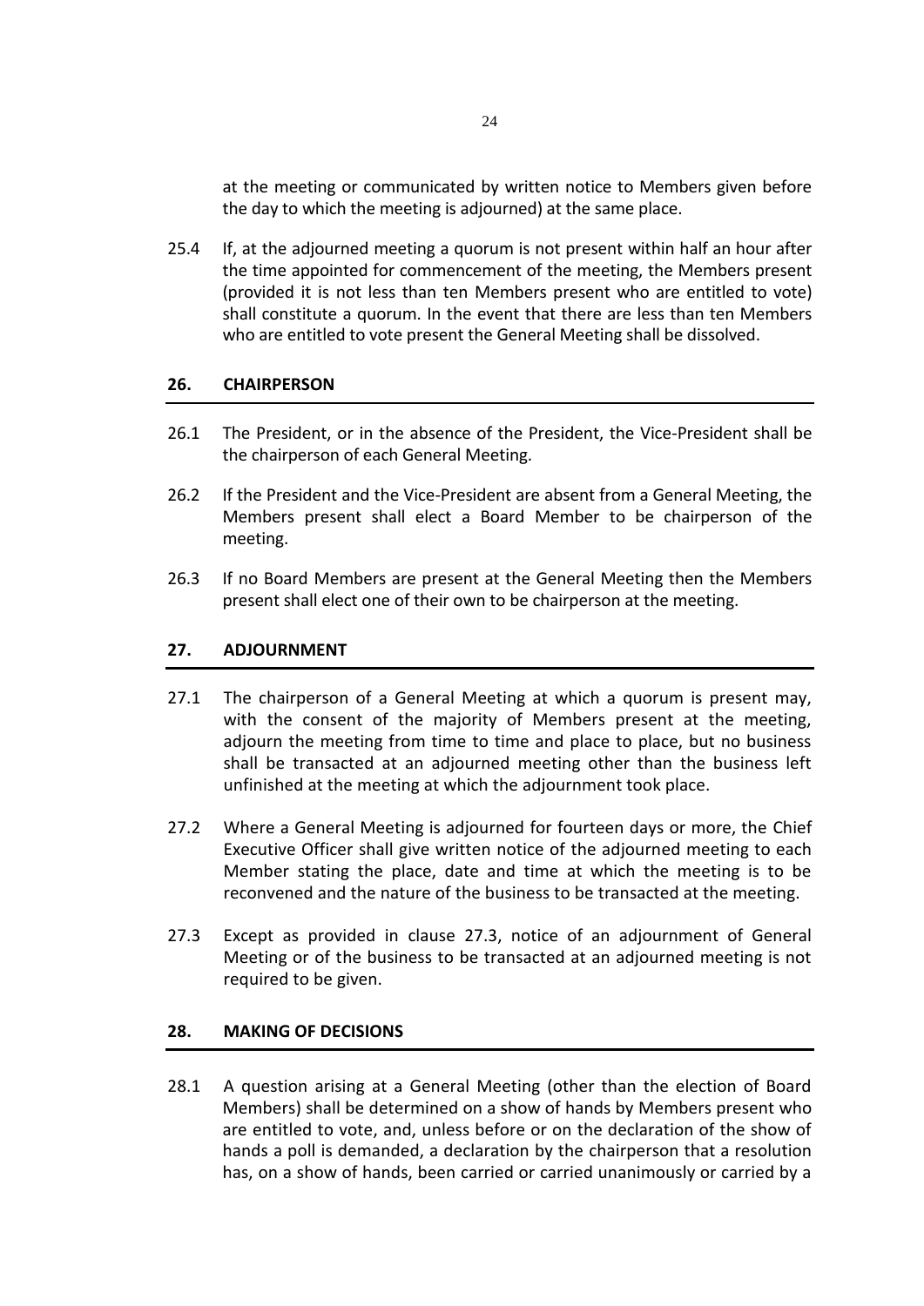at the meeting or communicated by written notice to Members given before the day to which the meeting is adjourned) at the same place.

25.4 If, at the adjourned meeting a quorum is not present within half an hour after the time appointed for commencement of the meeting, the Members present (provided it is not less than ten Members present who are entitled to vote) shall constitute a quorum. In the event that there are less than ten Members who are entitled to vote present the General Meeting shall be dissolved.

## 26. CHAIRPERSON

26.1 The President, or in the absence of the President, the Vice-President shall be the chairperson of each General Meeting.

26.2 If the President and the Vice-President are absent from a General Meeting, the Members present shall elect a Board Member to be chairperson of the meeting.

26.3 If no Board Members are present at the General Meeting then the Members present shall elect one of their own to be chairperson at the meeting.

## 27. ADJOURNMENT

27.1 The chairperson of a General Meeting at which a quorum is present may, with the consent of the majority of Members present at the meeting, adjourn the meeting from time to time and place to place, but no business shall be transacted at an adjourned meeting other than the business left unfinished at the meeting at which the adjournment took place.

27.2 Where a General Meeting is adjourned for fourteen days or more, the Chief Executive Officer shall give written notice of the adjourned meeting to each Member stating the place, date and time at which the meeting is to be reconvened and the nature of the business to be transacted at the meeting.

27.3 Except as provided in clause 27.3, notice of an adjournment of General Meeting or of the business to be transacted at an adjourned meeting is not required to be given.

## 28. MAKING OF DECISIONS

28.1 A question arising at a General Meeting (other than the election of Board Members) shall be determined on a show of hands by Members present who are entitled to vote, and, unless before or on the declaration of the show of hands a poll is demanded, a declaration by the chairperson that a resolution has, on a show of hands, been carried or carried unanimously or carried by a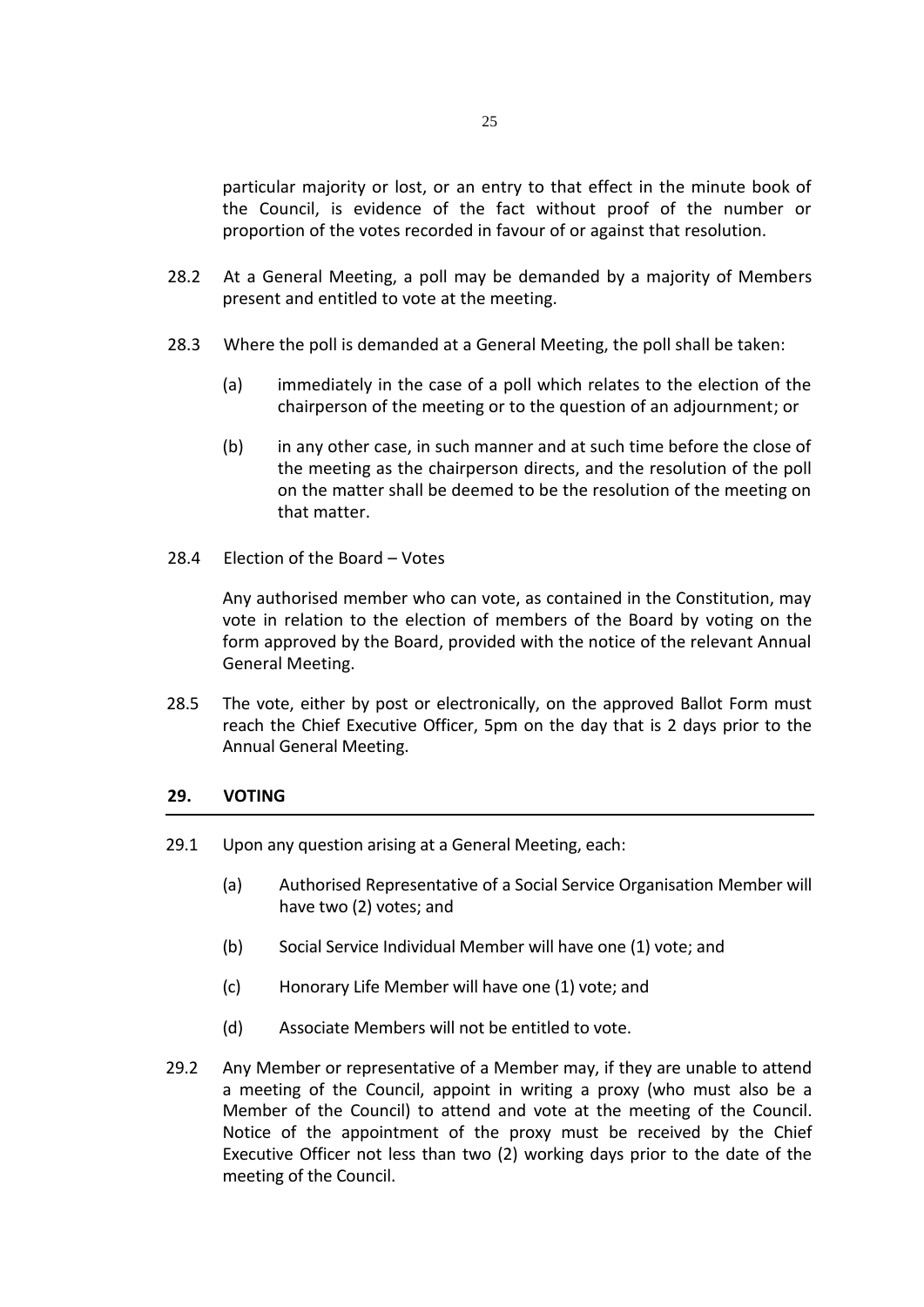particular majority or lost, or an entry to that effect in the minute book of the Council, is evidence of the fact without proof of the number or proportion of the votes recorded in favour of or against that resolution.

28.2 At a General Meeting, a poll may be demanded by a majority of Members present and entitled to vote at the meeting.

28.3 Where the poll is demanded at a General Meeting, the poll shall be taken:

(a) immediately in the case of a poll which relates to the election of the chairperson of the meeting or to the question of an adjournment; or

(b) in any other case, in such manner and at such time before the close of the meeting as the chairperson directs, and the resolution of the poll on the matter shall be deemed to be the resolution of the meeting on that matter.

28.4 Election of the Board – Votes

Any authorised member who can vote, as contained in the Constitution, may vote in relation to the election of members of the Board by voting on the form approved by the Board, provided with the notice of the relevant Annual General Meeting.

28.5 The vote, either by post or electronically, on the approved Ballot Form must reach the Chief Executive Officer, 5pm on the day that is 2 days prior to the Annual General Meeting.

## 29. VOTING

29.1 Upon any question arising at a General Meeting, each:

(a) Authorised Representative of a Social Service Organisation Member will have two (2) votes; and

(b) Social Service Individual Member will have one (1) vote; and

(c) Honorary Life Member will have one (1) vote; and

(d) Associate Members will not be entitled to vote.

29.2 Any Member or representative of a Member may, if they are unable to attend a meeting of the Council, appoint in writing a proxy (who must also be a Member of the Council) to attend and vote at the meeting of the Council. Notice of the appointment of the proxy must be received by the Chief Executive Officer not less than two (2) working days prior to the date of the meeting of the Council.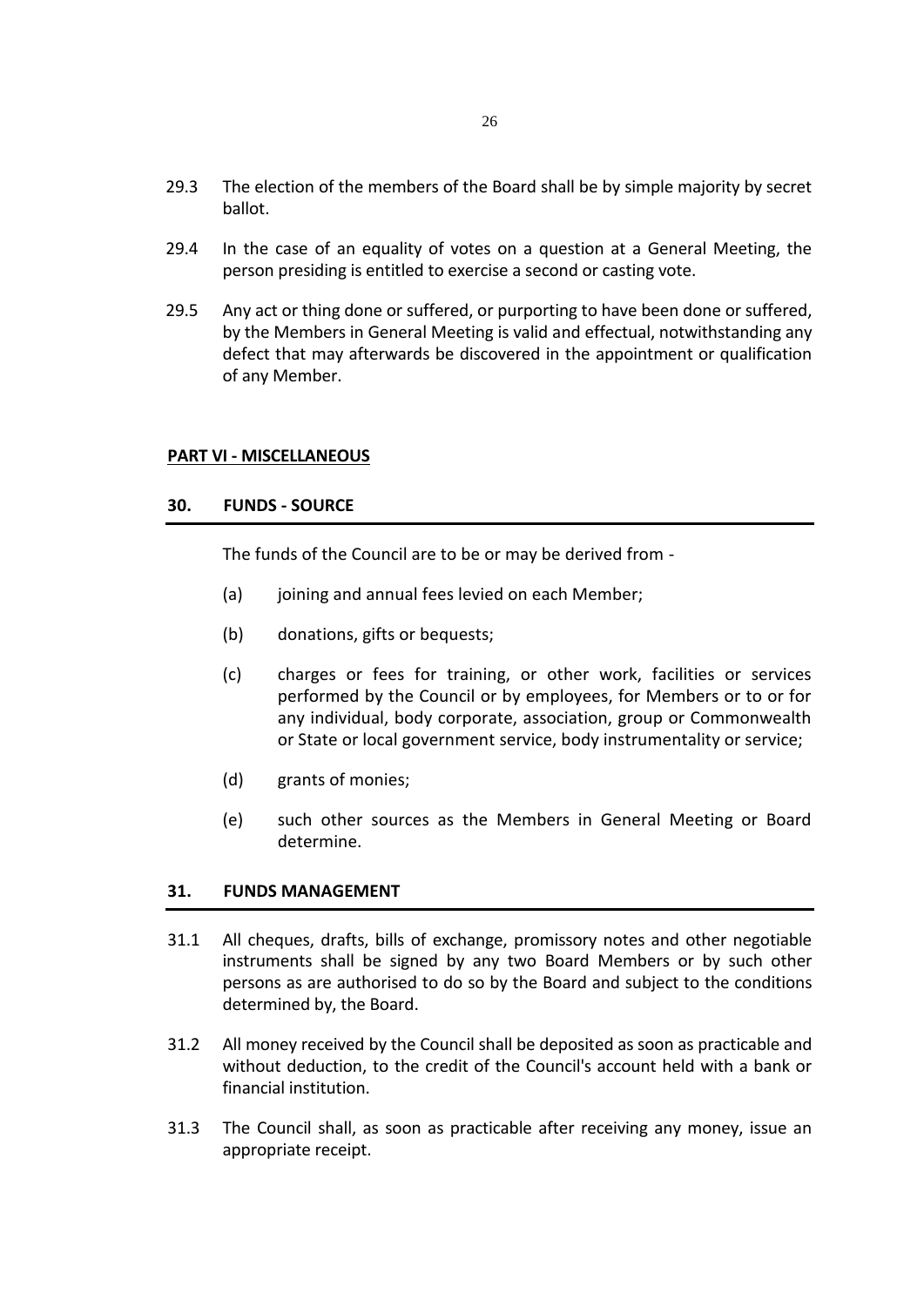29.3 The election of the members of the Board shall be by simple majority by secret ballot.

29.4 In the case of an equality of votes on a question at a General Meeting, the person presiding is entitled to exercise a second or casting vote.

29.5 Any act or thing done or suffered, or purporting to have been done or suffered, by the Members in General Meeting is valid and effectual, notwithstanding any defect that may afterwards be discovered in the appointment or qualification of any Member.

## PART VI - MISCELLANEOUS

### 30. FUNDS - SOURCE

The funds of the Council are to be or may be derived from -

(a) joining and annual fees levied on each Member;

(b) donations, gifts or bequests;

(c) charges or fees for training, or other work, facilities or services performed by the Council or by employees, for Members or to or for any individual, body corporate, association, group or Commonwealth or State or local government service, body instrumentality or service;

(d) grants of monies;

(e) such other sources as the Members in General Meeting or Board determine.

### 31. FUNDS MANAGEMENT

31.1 All cheques, drafts, bills of exchange, promissory notes and other negotiable instruments shall be signed by any two Board Members or by such other persons as are authorised to do so by the Board and subject to the conditions determined by, the Board.

31.2 All money received by the Council shall be deposited as soon as practicable and without deduction, to the credit of the Council's account held with a bank or financial institution.

31.3 The Council shall, as soon as practicable after receiving any money, issue an appropriate receipt.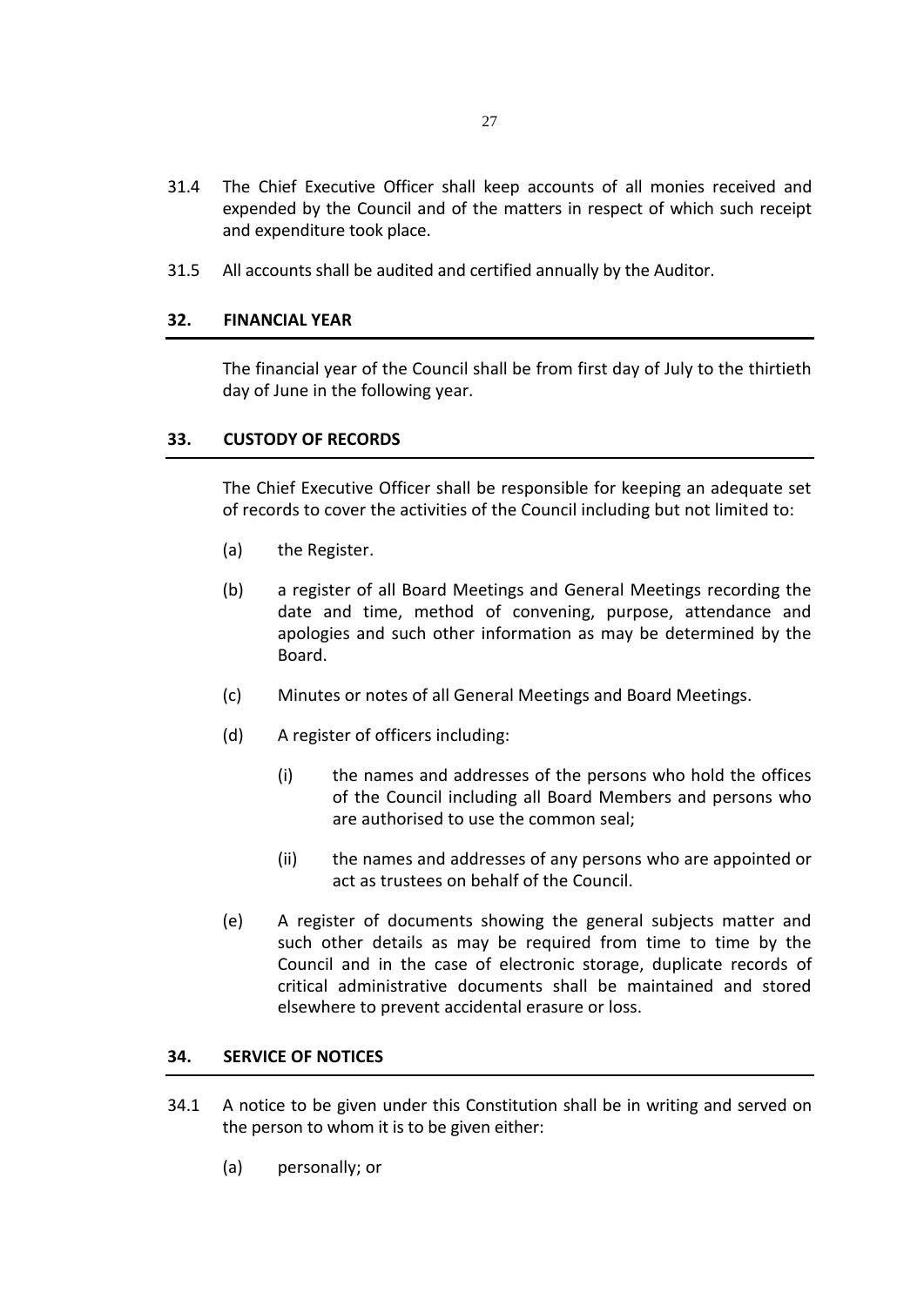31.4 The Chief Executive Officer shall keep accounts of all monies received and expended by the Council and of the matters in respect of which such receipt and expenditure took place.

31.5 All accounts shall be audited and certified annually by the Auditor.

## 32. FINANCIAL YEAR

The financial year of the Council shall be from first day of July to the thirtieth day of June in the following year.

## 33. CUSTODY OF RECORDS

The Chief Executive Officer shall be responsible for keeping an adequate set of records to cover the activities of the Council including but not limited to:

(a) the Register.

(b) a register of all Board Meetings and General Meetings recording the date and time, method of convening, purpose, attendance and apologies and such other information as may be determined by the Board.

(c) Minutes or notes of all General Meetings and Board Meetings.

(d) A register of officers including:

(i) the names and addresses of the persons who hold the offices of the Council including all Board Members and persons who are authorised to use the common seal;

(ii) the names and addresses of any persons who are appointed or act as trustees on behalf of the Council.

(e) A register of documents showing the general subjects matter and such other details as may be required from time to time by the Council and in the case of electronic storage, duplicate records of critical administrative documents shall be maintained and stored elsewhere to prevent accidental erasure or loss.

## 34. SERVICE OF NOTICES

34.1 A notice to be given under this Constitution shall be in writing and served on the person to whom it is to be given either:

(a) personally; or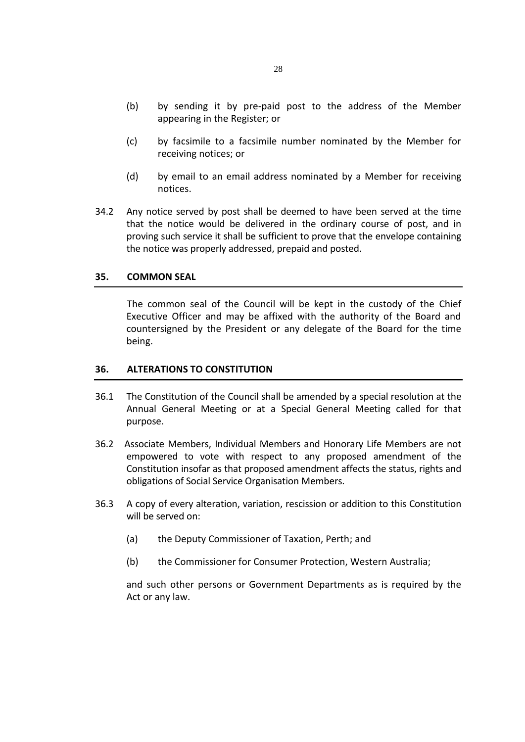(b) by sending it by pre-paid post to the address of the Member appearing in the Register; or

(c) by facsimile to a facsimile number nominated by the Member for receiving notices; or

(d) by email to an email address nominated by a Member for receiving notices.

34.2 Any notice served by post shall be deemed to have been served at the time that the notice would be delivered in the ordinary course of post, and in proving such service it shall be sufficient to prove that the envelope containing the notice was properly addressed, prepaid and posted.

## 35. COMMON SEAL

The common seal of the Council will be kept in the custody of the Chief Executive Officer and may be affixed with the authority of the Board and countersigned by the President or any delegate of the Board for the time being.

## 36. ALTERATIONS TO CONSTITUTION

36.1 The Constitution of the Council shall be amended by a special resolution at the Annual General Meeting or at a Special General Meeting called for that purpose.

36.2 Associate Members, Individual Members and Honorary Life Members are not empowered to vote with respect to any proposed amendment of the Constitution insofar as that proposed amendment affects the status, rights and obligations of Social Service Organisation Members.

36.3 A copy of every alteration, variation, rescission or addition to this Constitution will be served on:

(a) the Deputy Commissioner of Taxation, Perth; and

(b) the Commissioner for Consumer Protection, Western Australia;

and such other persons or Government Departments as is required by the Act or any law.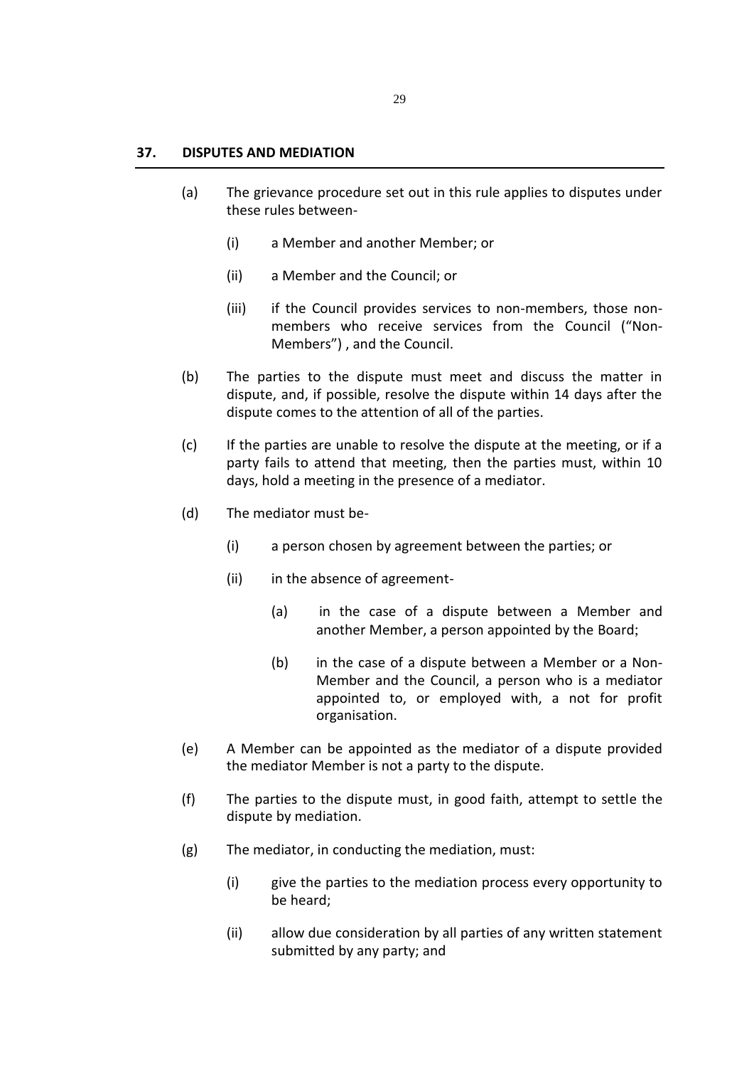## 37. DISPUTES AND MEDIATION

(a) The grievance procedure set out in this rule applies to disputes under these rules between-

  (i) a Member and another Member; or

  (ii) a Member and the Council; or

  (iii) if the Council provides services to non-members, those non-members who receive services from the Council ("Non-Members") , and the Council.

(b) The parties to the dispute must meet and discuss the matter in dispute, and, if possible, resolve the dispute within 14 days after the dispute comes to the attention of all of the parties.

(c) If the parties are unable to resolve the dispute at the meeting, or if a party fails to attend that meeting, then the parties must, within 10 days, hold a meeting in the presence of a mediator.

(d) The mediator must be-

  (i) a person chosen by agreement between the parties; or

  (ii) in the absence of agreement-

    (a) in the case of a dispute between a Member and another Member, a person appointed by the Board;

    (b) in the case of a dispute between a Member or a Non-Member and the Council, a person who is a mediator appointed to, or employed with, a not for profit organisation.

(e) A Member can be appointed as the mediator of a dispute provided the mediator Member is not a party to the dispute.

(f) The parties to the dispute must, in good faith, attempt to settle the dispute by mediation.

(g) The mediator, in conducting the mediation, must:

  (i) give the parties to the mediation process every opportunity to be heard;

  (ii) allow due consideration by all parties of any written statement submitted by any party; and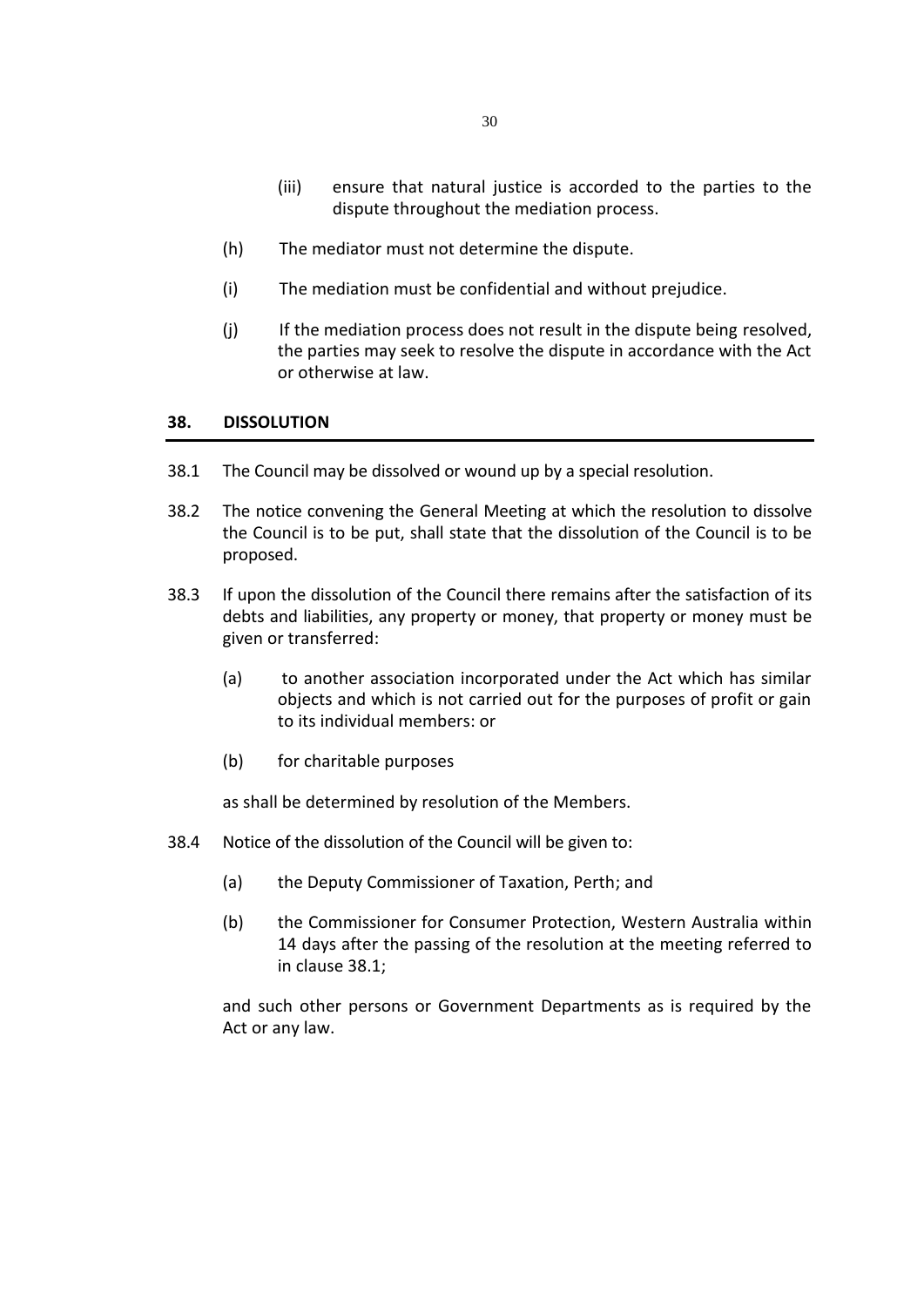(iii) ensure that natural justice is accorded to the parties to the dispute throughout the mediation process.

(h) The mediator must not determine the dispute.

(i) The mediation must be confidential and without prejudice.

(j) If the mediation process does not result in the dispute being resolved, the parties may seek to resolve the dispute in accordance with the Act or otherwise at law.

## 38. DISSOLUTION

38.1 The Council may be dissolved or wound up by a special resolution.

38.2 The notice convening the General Meeting at which the resolution to dissolve the Council is to be put, shall state that the dissolution of the Council is to be proposed.

38.3 If upon the dissolution of the Council there remains after the satisfaction of its debts and liabilities, any property or money, that property or money must be given or transferred:

(a) to another association incorporated under the Act which has similar objects and which is not carried out for the purposes of profit or gain to its individual members: or

(b) for charitable purposes

as shall be determined by resolution of the Members.

38.4 Notice of the dissolution of the Council will be given to:

(a) the Deputy Commissioner of Taxation, Perth; and

(b) the Commissioner for Consumer Protection, Western Australia within 14 days after the passing of the resolution at the meeting referred to in clause 38.1;

and such other persons or Government Departments as is required by the Act or any law.